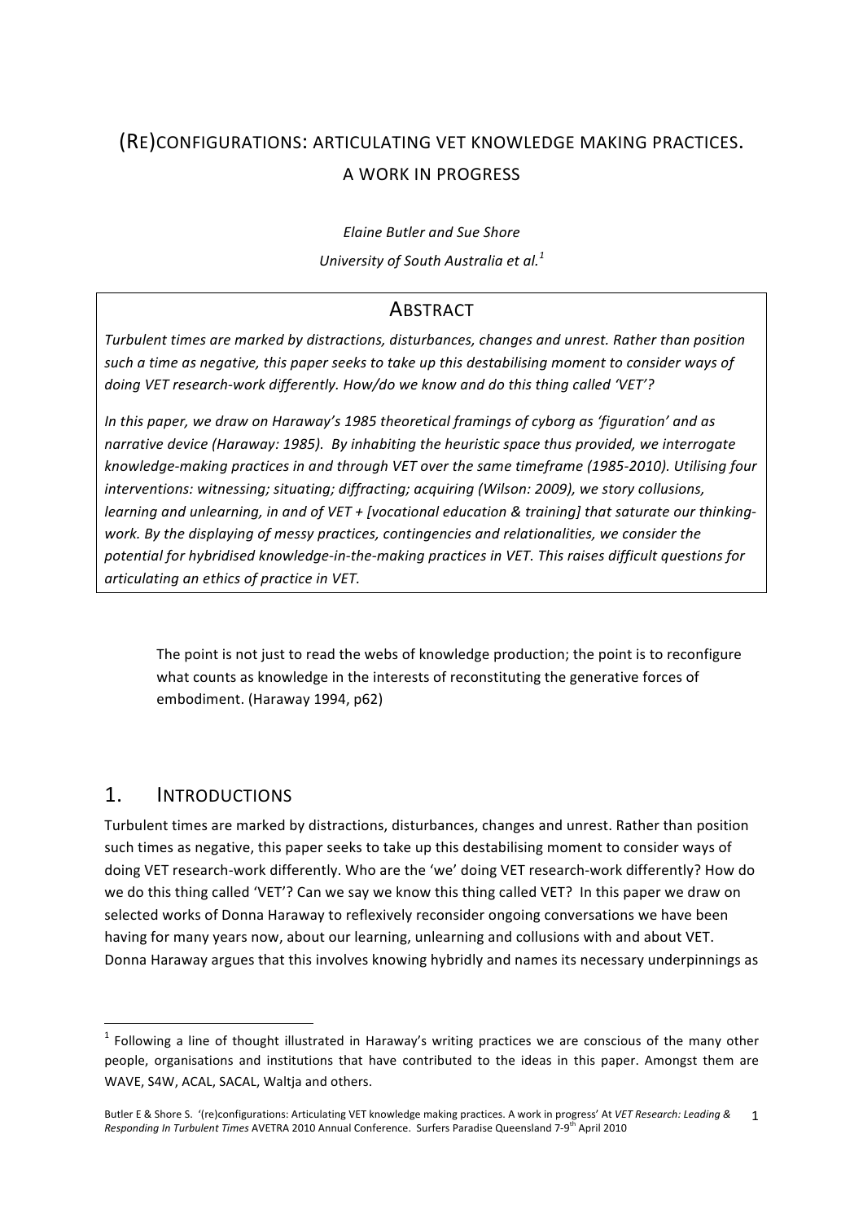# (RE)CONFIGURATIONS: ARTICULATING VET KNOWLEDGE MAKING PRACTICES. A WORK IN PROGRESS

*Elaine Butler and Sue Shore*

*University of South Australia et al.*[1]

## ABSTRACT

*Turbulent times are marked by distractions, disturbances, changes and unrest. Rather than position such a time as negative, this paper seeks to take up this destabilising moment to consider ways of doing VET research-work differently. How/do we know and do this thing called 'VET'?*

*In this paper, we draw on Haraway's 1985 theoretical framings of cyborg as 'figuration' and as narrative device (Haraway: 1985). By inhabiting the heuristic space thus provided, we interrogate knowledge-making practices in and through VET over the same timeframe (1985-2010). Utilising four interventions: witnessing; situating; diffracting; acquiring (Wilson: 2009), we story collusions, learning and unlearning, in and of VET + [vocational education & training] that saturate our thinking-work. By the displaying of messy practices, contingencies and relationalities, we consider the potential for hybridised knowledge-in-the-making practices in VET. This raises difficult questions for articulating an ethics of practice in VET.*

> The point is not just to read the webs of knowledge production; the point is to reconfigure what counts as knowledge in the interests of reconstituting the generative forces of embodiment. (Haraway 1994, p62)

## 1. INTRODUCTIONS

Turbulent times are marked by distractions, disturbances, changes and unrest. Rather than position such times as negative, this paper seeks to take up this destabilising moment to consider ways of doing VET research-work differently. Who are the 'we' doing VET research-work differently? How do we do this thing called 'VET'? Can we say we know this thing called VET? In this paper we draw on selected works of Donna Haraway to reflexively reconsider ongoing conversations we have been having for many years now, about our learning, unlearning and collusions with and about VET. Donna Haraway argues that this involves knowing hybridly and names its necessary underpinnings as

---

[1] Following a line of thought illustrated in Haraway's writing practices we are conscious of the many other people, organisations and institutions that have contributed to the ideas in this paper. Amongst them are WAVE, S4W, ACAL, SACAL, Waltja and others.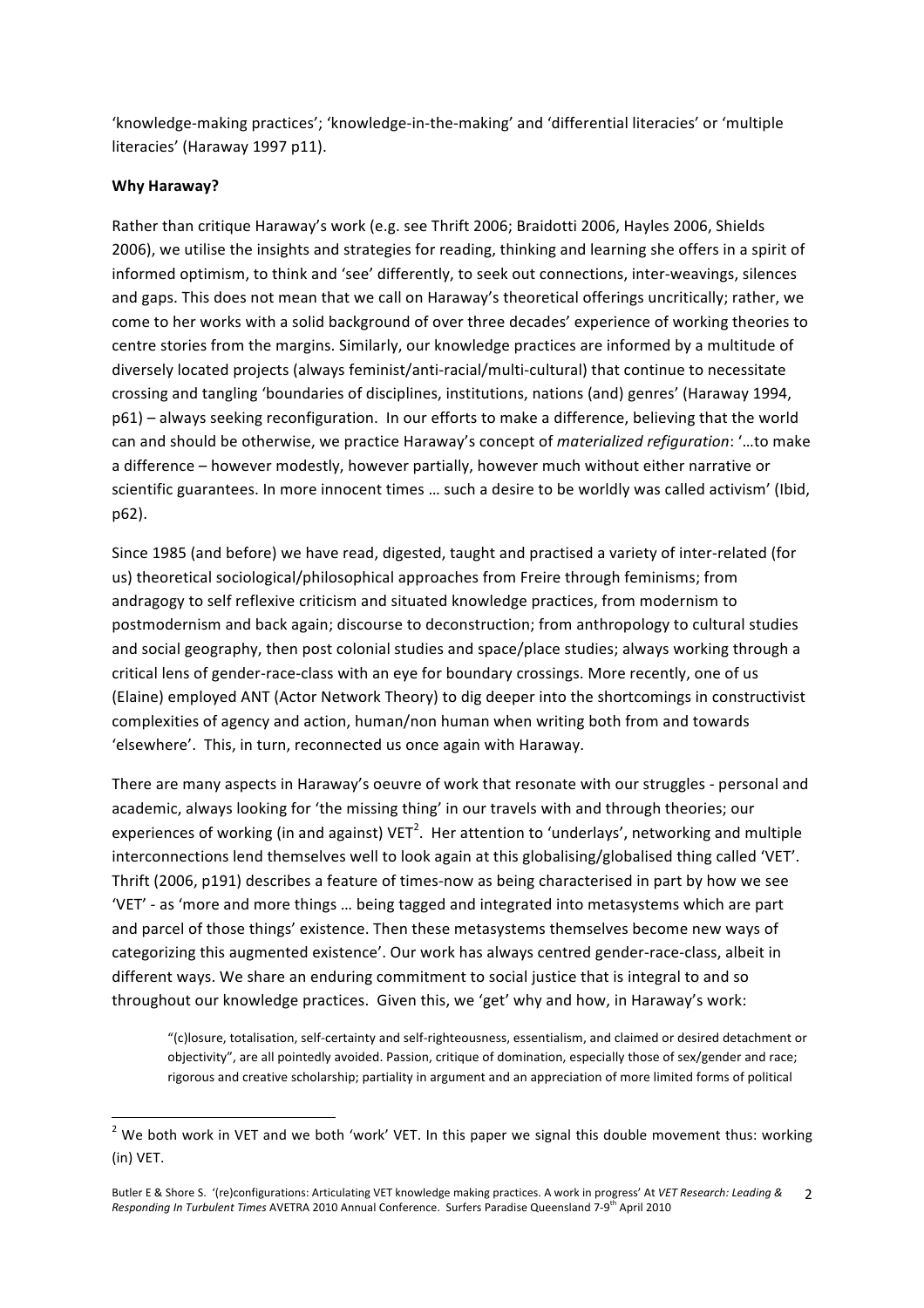'knowledge-making practices'; 'knowledge-in-the-making' and 'differential literacies' or 'multiple literacies' (Haraway 1997 p11).

**Why Haraway?**

Rather than critique Haraway's work (e.g. see Thrift 2006; Braidotti 2006, Hayles 2006, Shields 2006), we utilise the insights and strategies for reading, thinking and learning she offers in a spirit of informed optimism, to think and 'see' differently, to seek out connections, inter-weavings, silences and gaps. This does not mean that we call on Haraway's theoretical offerings uncritically; rather, we come to her works with a solid background of over three decades' experience of working theories to centre stories from the margins. Similarly, our knowledge practices are informed by a multitude of diversely located projects (always feminist/anti-racial/multi-cultural) that continue to necessitate crossing and tangling 'boundaries of disciplines, institutions, nations (and) genres' (Haraway 1994, p61) – always seeking reconfiguration. In our efforts to make a difference, believing that the world can and should be otherwise, we practice Haraway's concept of *materialized refiguration*: '…to make a difference – however modestly, however partially, however much without either narrative or scientific guarantees. In more innocent times … such a desire to be worldly was called activism' (Ibid, p62).

Since 1985 (and before) we have read, digested, taught and practised a variety of inter-related (for us) theoretical sociological/philosophical approaches from Freire through feminisms; from andragogy to self reflexive criticism and situated knowledge practices, from modernism to postmodernism and back again; discourse to deconstruction; from anthropology to cultural studies and social geography, then post colonial studies and space/place studies; always working through a critical lens of gender-race-class with an eye for boundary crossings. More recently, one of us (Elaine) employed ANT (Actor Network Theory) to dig deeper into the shortcomings in constructivist complexities of agency and action, human/non human when writing both from and towards 'elsewhere'. This, in turn, reconnected us once again with Haraway.

There are many aspects in Haraway's oeuvre of work that resonate with our struggles - personal and academic, always looking for 'the missing thing' in our travels with and through theories; our experiences of working (in and against) VET[2]. Her attention to 'underlays', networking and multiple interconnections lend themselves well to look again at this globalising/globalised thing called 'VET'. Thrift (2006, p191) describes a feature of times-now as being characterised in part by how we see 'VET' - as 'more and more things … being tagged and integrated into metasystems which are part and parcel of those things' existence. Then these metasystems themselves become new ways of categorizing this augmented existence'. Our work has always centred gender-race-class, albeit in different ways. We share an enduring commitment to social justice that is integral to and so throughout our knowledge practices. Given this, we 'get' why and how, in Haraway's work:

> "(c)losure, totalisation, self-certainty and self-righteousness, essentialism, and claimed or desired detachment or objectivity", are all pointedly avoided. Passion, critique of domination, especially those of sex/gender and race; rigorous and creative scholarship; partiality in argument and an appreciation of more limited forms of political

[2] We both work in VET and we both 'work' VET. In this paper we signal this double movement thus: working (in) VET.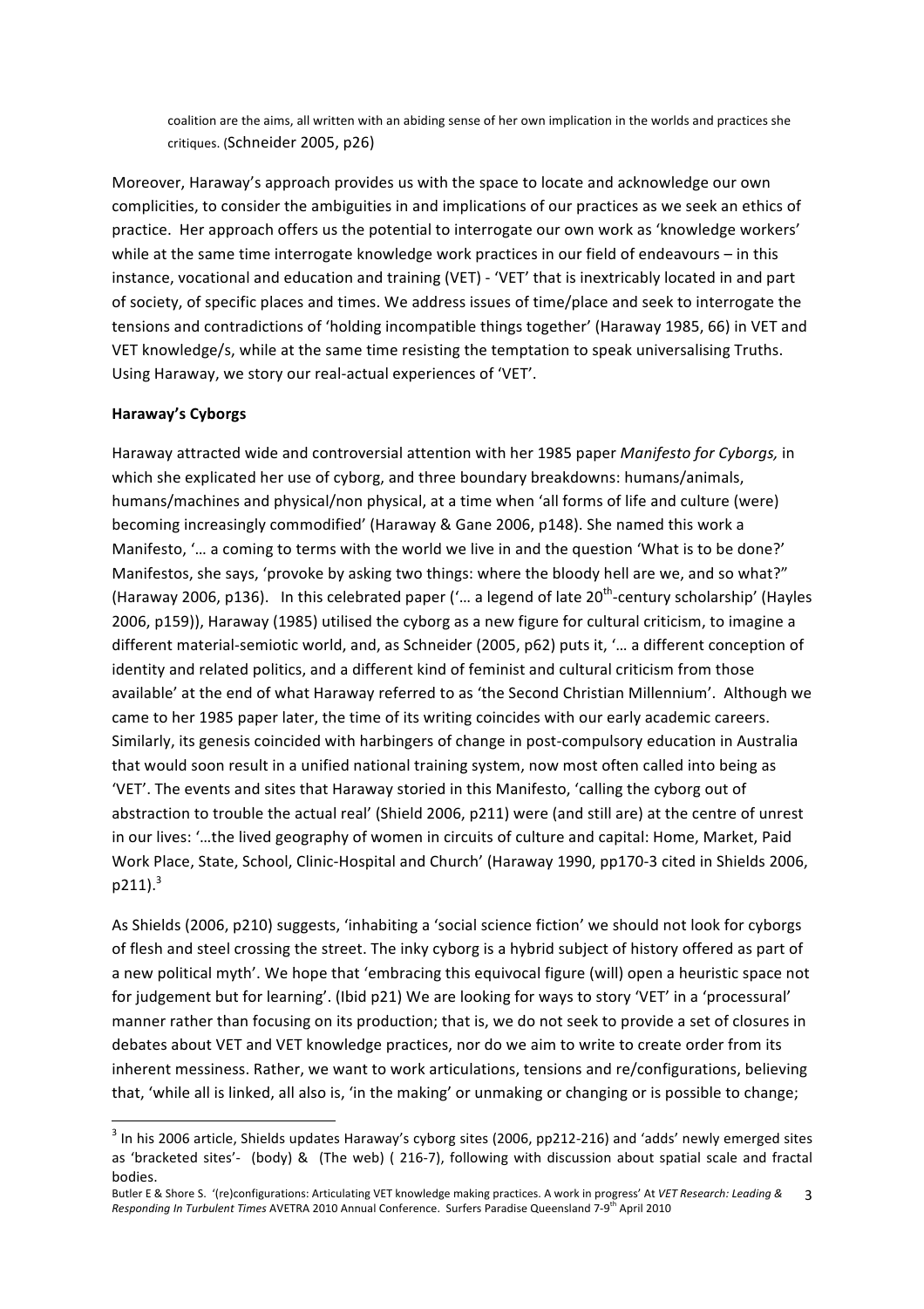> coalition are the aims, all written with an abiding sense of her own implication in the worlds and practices she critiques. (Schneider 2005, p26)

Moreover, Haraway's approach provides us with the space to locate and acknowledge our own complicities, to consider the ambiguities in and implications of our practices as we seek an ethics of practice. Her approach offers us the potential to interrogate our own work as 'knowledge workers' while at the same time interrogate knowledge work practices in our field of endeavours – in this instance, vocational and education and training (VET) - 'VET' that is inextricably located in and part of society, of specific places and times. We address issues of time/place and seek to interrogate the tensions and contradictions of 'holding incompatible things together' (Haraway 1985, 66) in VET and VET knowledge/s, while at the same time resisting the temptation to speak universalising Truths. Using Haraway, we story our real-actual experiences of 'VET'.

**Haraway's Cyborgs**

Haraway attracted wide and controversial attention with her 1985 paper *Manifesto for Cyborgs,* in which she explicated her use of cyborg, and three boundary breakdowns: humans/animals, humans/machines and physical/non physical, at a time when 'all forms of life and culture (were) becoming increasingly commodified' (Haraway & Gane 2006, p148). She named this work a Manifesto, '… a coming to terms with the world we live in and the question 'What is to be done?' Manifestos, she says, 'provoke by asking two things: where the bloody hell are we, and so what?" (Haraway 2006, p136). In this celebrated paper ('… a legend of late 20th-century scholarship' (Hayles 2006, p159)), Haraway (1985) utilised the cyborg as a new figure for cultural criticism, to imagine a different material-semiotic world, and, as Schneider (2005, p62) puts it, '… a different conception of identity and related politics, and a different kind of feminist and cultural criticism from those available' at the end of what Haraway referred to as 'the Second Christian Millennium'. Although we came to her 1985 paper later, the time of its writing coincides with our early academic careers. Similarly, its genesis coincided with harbingers of change in post-compulsory education in Australia that would soon result in a unified national training system, now most often called into being as 'VET'. The events and sites that Haraway storied in this Manifesto, 'calling the cyborg out of abstraction to trouble the actual real' (Shield 2006, p211) were (and still are) at the centre of unrest in our lives: '…the lived geography of women in circuits of culture and capital: Home, Market, Paid Work Place, State, School, Clinic-Hospital and Church' (Haraway 1990, pp170-3 cited in Shields 2006, p211).[3]

As Shields (2006, p210) suggests, 'inhabiting a 'social science fiction' we should not look for cyborgs of flesh and steel crossing the street. The inky cyborg is a hybrid subject of history offered as part of a new political myth'. We hope that 'embracing this equivocal figure (will) open a heuristic space not for judgement but for learning'. (Ibid p21) We are looking for ways to story 'VET' in a 'processural' manner rather than focusing on its production; that is, we do not seek to provide a set of closures in debates about VET and VET knowledge practices, nor do we aim to write to create order from its inherent messiness. Rather, we want to work articulations, tensions and re/configurations, believing that, 'while all is linked, all also is, 'in the making' or unmaking or changing or is possible to change;

---

[3] In his 2006 article, Shields updates Haraway's cyborg sites (2006, pp212-216) and 'adds' newly emerged sites as 'bracketed sites'- (body) & (The web) ( 216-7), following with discussion about spatial scale and fractal bodies.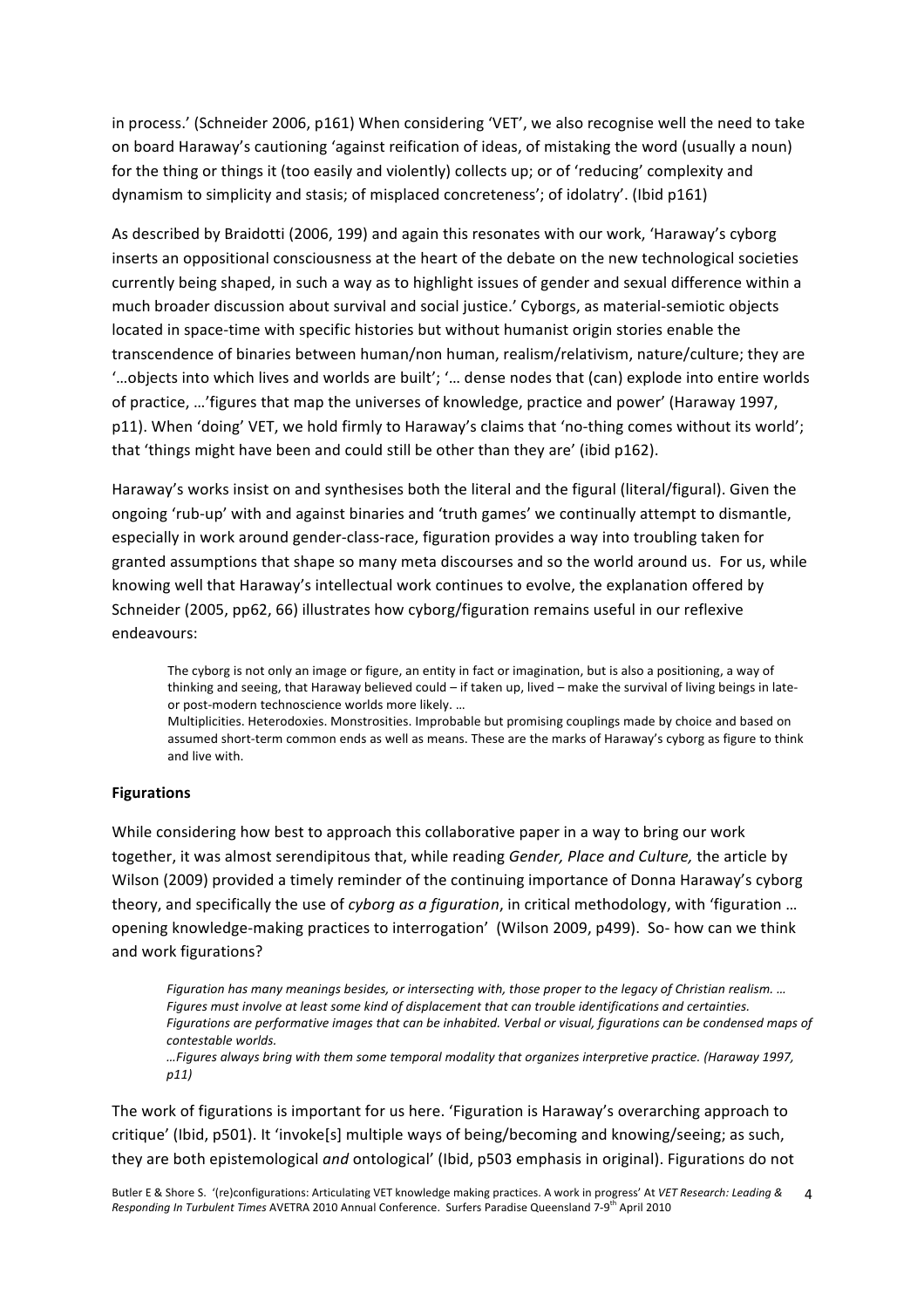in process.' (Schneider 2006, p161) When considering 'VET', we also recognise well the need to take on board Haraway's cautioning 'against reification of ideas, of mistaking the word (usually a noun) for the thing or things it (too easily and violently) collects up; or of 'reducing' complexity and dynamism to simplicity and stasis; of misplaced concreteness'; of idolatry'. (Ibid p161)

As described by Braidotti (2006, 199) and again this resonates with our work, 'Haraway's cyborg inserts an oppositional consciousness at the heart of the debate on the new technological societies currently being shaped, in such a way as to highlight issues of gender and sexual difference within a much broader discussion about survival and social justice.' Cyborgs, as material-semiotic objects located in space-time with specific histories but without humanist origin stories enable the transcendence of binaries between human/non human, realism/relativism, nature/culture; they are '…objects into which lives and worlds are built'; '… dense nodes that (can) explode into entire worlds of practice, …'figures that map the universes of knowledge, practice and power' (Haraway 1997, p11). When 'doing' VET, we hold firmly to Haraway's claims that 'no-thing comes without its world'; that 'things might have been and could still be other than they are' (ibid p162).

Haraway's works insist on and synthesises both the literal and the figural (literal/figural). Given the ongoing 'rub-up' with and against binaries and 'truth games' we continually attempt to dismantle, especially in work around gender-class-race, figuration provides a way into troubling taken for granted assumptions that shape so many meta discourses and so the world around us. For us, while knowing well that Haraway's intellectual work continues to evolve, the explanation offered by Schneider (2005, pp62, 66) illustrates how cyborg/figuration remains useful in our reflexive endeavours:

> The cyborg is not only an image or figure, an entity in fact or imagination, but is also a positioning, a way of thinking and seeing, that Haraway believed could – if taken up, lived – make the survival of living beings in late- or post-modern technoscience worlds more likely. …
>
> Multiplicities. Heterodoxies. Monstrosities. Improbable but promising couplings made by choice and based on assumed short-term common ends as well as means. These are the marks of Haraway's cyborg as figure to think and live with.

**Figurations**

While considering how best to approach this collaborative paper in a way to bring our work together, it was almost serendipitous that, while reading *Gender, Place and Culture,* the article by Wilson (2009) provided a timely reminder of the continuing importance of Donna Haraway's cyborg theory, and specifically the use of *cyborg as a figuration*, in critical methodology, with 'figuration … opening knowledge-making practices to interrogation' (Wilson 2009, p499). So- how can we think and work figurations?

> *Figuration has many meanings besides, or intersecting with, those proper to the legacy of Christian realism. … Figures must involve at least some kind of displacement that can trouble identifications and certainties. Figurations are performative images that can be inhabited. Verbal or visual, figurations can be condensed maps of contestable worlds.*
>
> *…Figures always bring with them some temporal modality that organizes interpretive practice. (Haraway 1997, p11)*

The work of figurations is important for us here. 'Figuration is Haraway's overarching approach to critique' (Ibid, p501). It 'invoke[s] multiple ways of being/becoming and knowing/seeing; as such, they are both epistemological *and* ontological' (Ibid, p503 emphasis in original). Figurations do not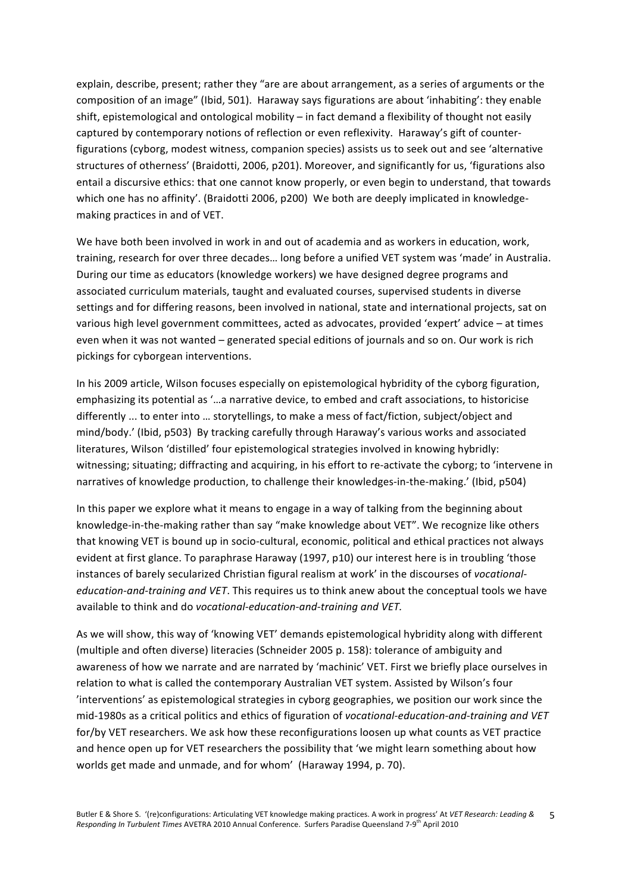explain, describe, present; rather they "are are about arrangement, as a series of arguments or the composition of an image" (Ibid, 501). Haraway says figurations are about 'inhabiting': they enable shift, epistemological and ontological mobility – in fact demand a flexibility of thought not easily captured by contemporary notions of reflection or even reflexivity. Haraway's gift of counter-figurations (cyborg, modest witness, companion species) assists us to seek out and see 'alternative structures of otherness' (Braidotti, 2006, p201). Moreover, and significantly for us, 'figurations also entail a discursive ethics: that one cannot know properly, or even begin to understand, that towards which one has no affinity'. (Braidotti 2006, p200) We both are deeply implicated in knowledge-making practices in and of VET.

We have both been involved in work in and out of academia and as workers in education, work, training, research for over three decades… long before a unified VET system was 'made' in Australia. During our time as educators (knowledge workers) we have designed degree programs and associated curriculum materials, taught and evaluated courses, supervised students in diverse settings and for differing reasons, been involved in national, state and international projects, sat on various high level government committees, acted as advocates, provided 'expert' advice – at times even when it was not wanted – generated special editions of journals and so on. Our work is rich pickings for cyborgean interventions.

In his 2009 article, Wilson focuses especially on epistemological hybridity of the cyborg figuration, emphasizing its potential as '…a narrative device, to embed and craft associations, to historicise differently ... to enter into … storytellings, to make a mess of fact/fiction, subject/object and mind/body.' (Ibid, p503) By tracking carefully through Haraway's various works and associated literatures, Wilson 'distilled' four epistemological strategies involved in knowing hybridly: witnessing; situating; diffracting and acquiring, in his effort to re-activate the cyborg; to 'intervene in narratives of knowledge production, to challenge their knowledges-in-the-making.' (Ibid, p504)

In this paper we explore what it means to engage in a way of talking from the beginning about knowledge-in-the-making rather than say "make knowledge about VET". We recognize like others that knowing VET is bound up in socio-cultural, economic, political and ethical practices not always evident at first glance. To paraphrase Haraway (1997, p10) our interest here is in troubling 'those instances of barely secularized Christian figural realism at work' in the discourses of *vocational-education-and-training and VET*. This requires us to think anew about the conceptual tools we have available to think and do *vocational-education-and-training and VET.*

As we will show, this way of 'knowing VET' demands epistemological hybridity along with different (multiple and often diverse) literacies (Schneider 2005 p. 158): tolerance of ambiguity and awareness of how we narrate and are narrated by 'machinic' VET. First we briefly place ourselves in relation to what is called the contemporary Australian VET system. Assisted by Wilson's four 'interventions' as epistemological strategies in cyborg geographies, we position our work since the mid-1980s as a critical politics and ethics of figuration of *vocational-education-and-training and VET* for/by VET researchers. We ask how these reconfigurations loosen up what counts as VET practice and hence open up for VET researchers the possibility that 'we might learn something about how worlds get made and unmade, and for whom' (Haraway 1994, p. 70).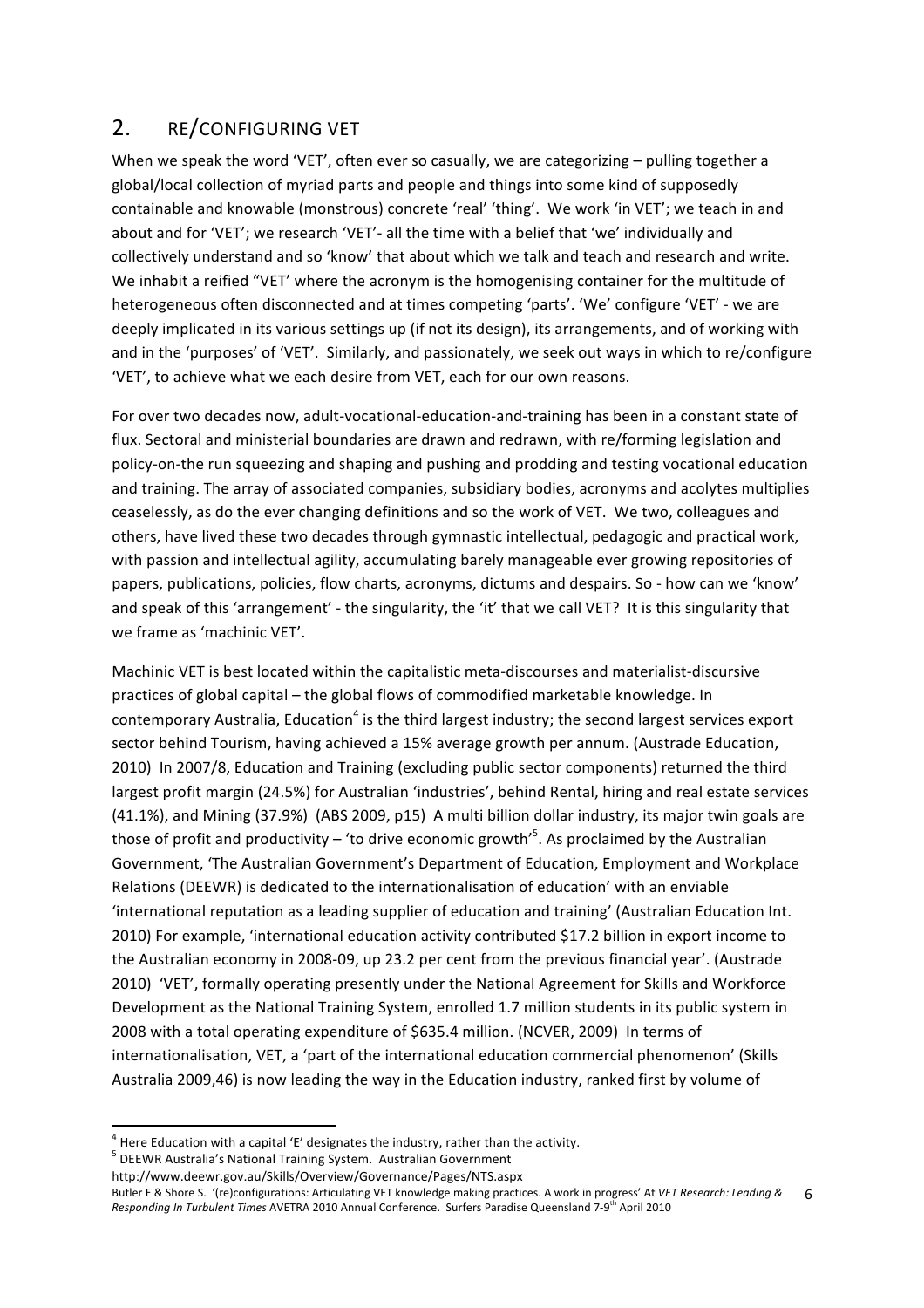## 2. RE/CONFIGURING VET

When we speak the word 'VET', often ever so casually, we are categorizing – pulling together a global/local collection of myriad parts and people and things into some kind of supposedly containable and knowable (monstrous) concrete 'real' 'thing'. We work 'in VET'; we teach in and about and for 'VET'; we research 'VET'- all the time with a belief that 'we' individually and collectively understand and so 'know' that about which we talk and teach and research and write. We inhabit a reified "VET' where the acronym is the homogenising container for the multitude of heterogeneous often disconnected and at times competing 'parts'. 'We' configure 'VET' - we are deeply implicated in its various settings up (if not its design), its arrangements, and of working with and in the 'purposes' of 'VET'. Similarly, and passionately, we seek out ways in which to re/configure 'VET', to achieve what we each desire from VET, each for our own reasons.

For over two decades now, adult-vocational-education-and-training has been in a constant state of flux. Sectoral and ministerial boundaries are drawn and redrawn, with re/forming legislation and policy-on-the run squeezing and shaping and pushing and prodding and testing vocational education and training. The array of associated companies, subsidiary bodies, acronyms and acolytes multiplies ceaselessly, as do the ever changing definitions and so the work of VET. We two, colleagues and others, have lived these two decades through gymnastic intellectual, pedagogic and practical work, with passion and intellectual agility, accumulating barely manageable ever growing repositories of papers, publications, policies, flow charts, acronyms, dictums and despairs. So - how can we 'know' and speak of this 'arrangement' - the singularity, the 'it' that we call VET? It is this singularity that we frame as 'machinic VET'.

Machinic VET is best located within the capitalistic meta-discourses and materialist-discursive practices of global capital – the global flows of commodified marketable knowledge. In contemporary Australia, Education[4] is the third largest industry; the second largest services export sector behind Tourism, having achieved a 15% average growth per annum. (Austrade Education, 2010) In 2007/8, Education and Training (excluding public sector components) returned the third largest profit margin (24.5%) for Australian 'industries', behind Rental, hiring and real estate services (41.1%), and Mining (37.9%) (ABS 2009, p15) A multi billion dollar industry, its major twin goals are those of profit and productivity – 'to drive economic growth'[5]. As proclaimed by the Australian Government, 'The Australian Government's Department of Education, Employment and Workplace Relations (DEEWR) is dedicated to the internationalisation of education' with an enviable 'international reputation as a leading supplier of education and training' (Australian Education Int. 2010) For example, 'international education activity contributed $17.2 billion in export income to the Australian economy in 2008-09, up 23.2 per cent from the previous financial year'. (Austrade 2010) 'VET', formally operating presently under the National Agreement for Skills and Workforce Development as the National Training System, enrolled 1.7 million students in its public system in 2008 with a total operating expenditure of $635.4 million. (NCVER, 2009) In terms of internationalisation, VET, a 'part of the international education commercial phenomenon' (Skills Australia 2009,46) is now leading the way in the Education industry, ranked first by volume of

---

[4] Here Education with a capital 'E' designates the industry, rather than the activity.

[5] DEEWR Australia's National Training System. Australian Government http://www.deewr.gov.au/Skills/Overview/Governance/Pages/NTS.aspx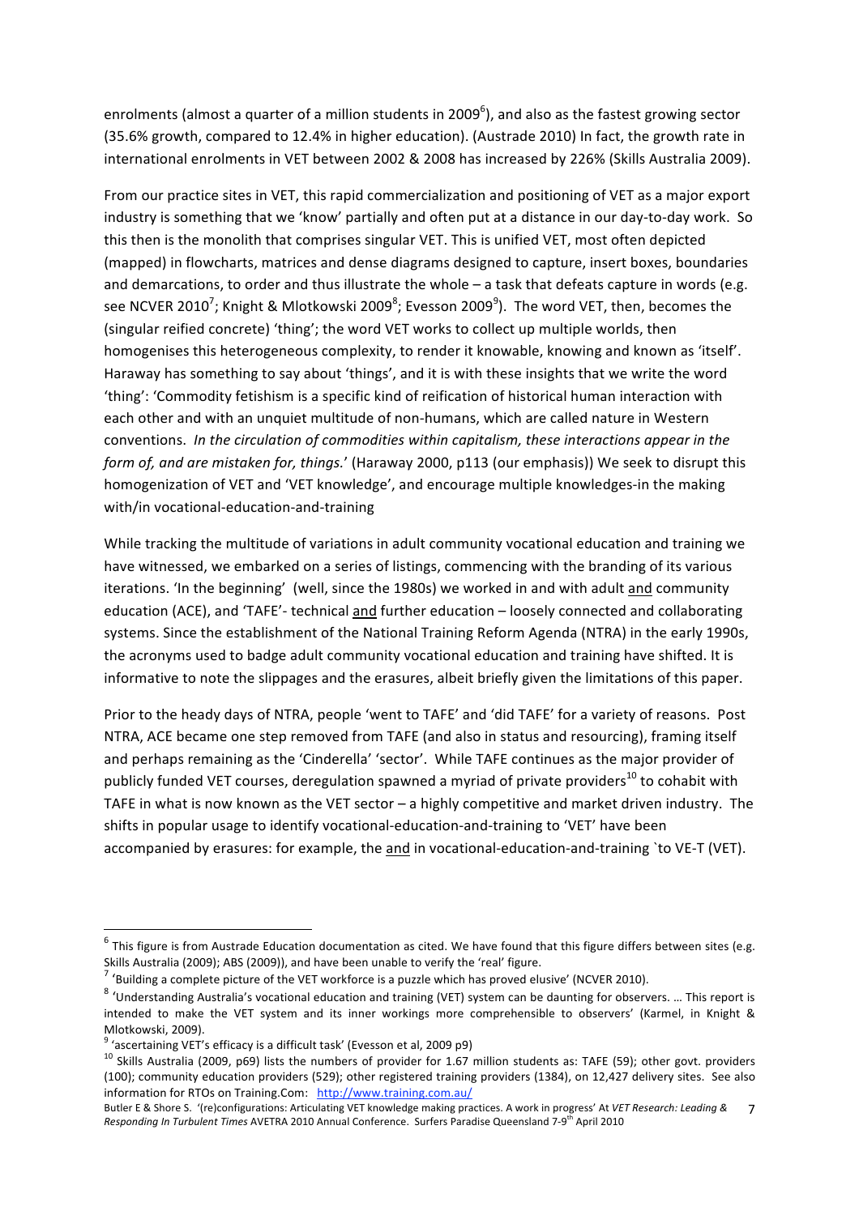enrolments (almost a quarter of a million students in 2009[6]), and also as the fastest growing sector (35.6% growth, compared to 12.4% in higher education). (Austrade 2010) In fact, the growth rate in international enrolments in VET between 2002 & 2008 has increased by 226% (Skills Australia 2009).

From our practice sites in VET, this rapid commercialization and positioning of VET as a major export industry is something that we 'know' partially and often put at a distance in our day-to-day work. So this then is the monolith that comprises singular VET. This is unified VET, most often depicted (mapped) in flowcharts, matrices and dense diagrams designed to capture, insert boxes, boundaries and demarcations, to order and thus illustrate the whole – a task that defeats capture in words (e.g. see NCVER 2010[7]; Knight & Mlotkowski 2009[8]; Evesson 2009[9]). The word VET, then, becomes the (singular reified concrete) 'thing'; the word VET works to collect up multiple worlds, then homogenises this heterogeneous complexity, to render it knowable, knowing and known as 'itself'. Haraway has something to say about 'things', and it is with these insights that we write the word 'thing': 'Commodity fetishism is a specific kind of reification of historical human interaction with each other and with an unquiet multitude of non-humans, which are called nature in Western conventions. *In the circulation of commodities within capitalism, these interactions appear in the form of, and are mistaken for, things.*' (Haraway 2000, p113 (our emphasis)) We seek to disrupt this homogenization of VET and 'VET knowledge', and encourage multiple knowledges-in the making with/in vocational-education-and-training

While tracking the multitude of variations in adult community vocational education and training we have witnessed, we embarked on a series of listings, commencing with the branding of its various iterations. 'In the beginning' (well, since the 1980s) we worked in and with adult <u>and</u> community education (ACE), and 'TAFE'- technical <u>and</u> further education – loosely connected and collaborating systems. Since the establishment of the National Training Reform Agenda (NTRA) in the early 1990s, the acronyms used to badge adult community vocational education and training have shifted. It is informative to note the slippages and the erasures, albeit briefly given the limitations of this paper.

Prior to the heady days of NTRA, people 'went to TAFE' and 'did TAFE' for a variety of reasons. Post NTRA, ACE became one step removed from TAFE (and also in status and resourcing), framing itself and perhaps remaining as the 'Cinderella' 'sector'. While TAFE continues as the major provider of publicly funded VET courses, deregulation spawned a myriad of private providers[10] to cohabit with TAFE in what is now known as the VET sector – a highly competitive and market driven industry. The shifts in popular usage to identify vocational-education-and-training to 'VET' have been accompanied by erasures: for example, the <u>and</u> in vocational-education-and-training `to VE-T (VET).

---

[6] This figure is from Austrade Education documentation as cited. We have found that this figure differs between sites (e.g. Skills Australia (2009); ABS (2009)), and have been unable to verify the 'real' figure.

[7] 'Building a complete picture of the VET workforce is a puzzle which has proved elusive' (NCVER 2010).

[8] 'Understanding Australia's vocational education and training (VET) system can be daunting for observers. … This report is intended to make the VET system and its inner workings more comprehensible to observers' (Karmel, in Knight & Mlotkowski, 2009).

[9] 'ascertaining VET's efficacy is a difficult task' (Evesson et al, 2009 p9)

[10] Skills Australia (2009, p69) lists the numbers of provider for 1.67 million students as: TAFE (59); other govt. providers (100); community education providers (529); other registered training providers (1384), on 12,427 delivery sites. See also information for RTOs on Training.Com: http://www.training.com.au/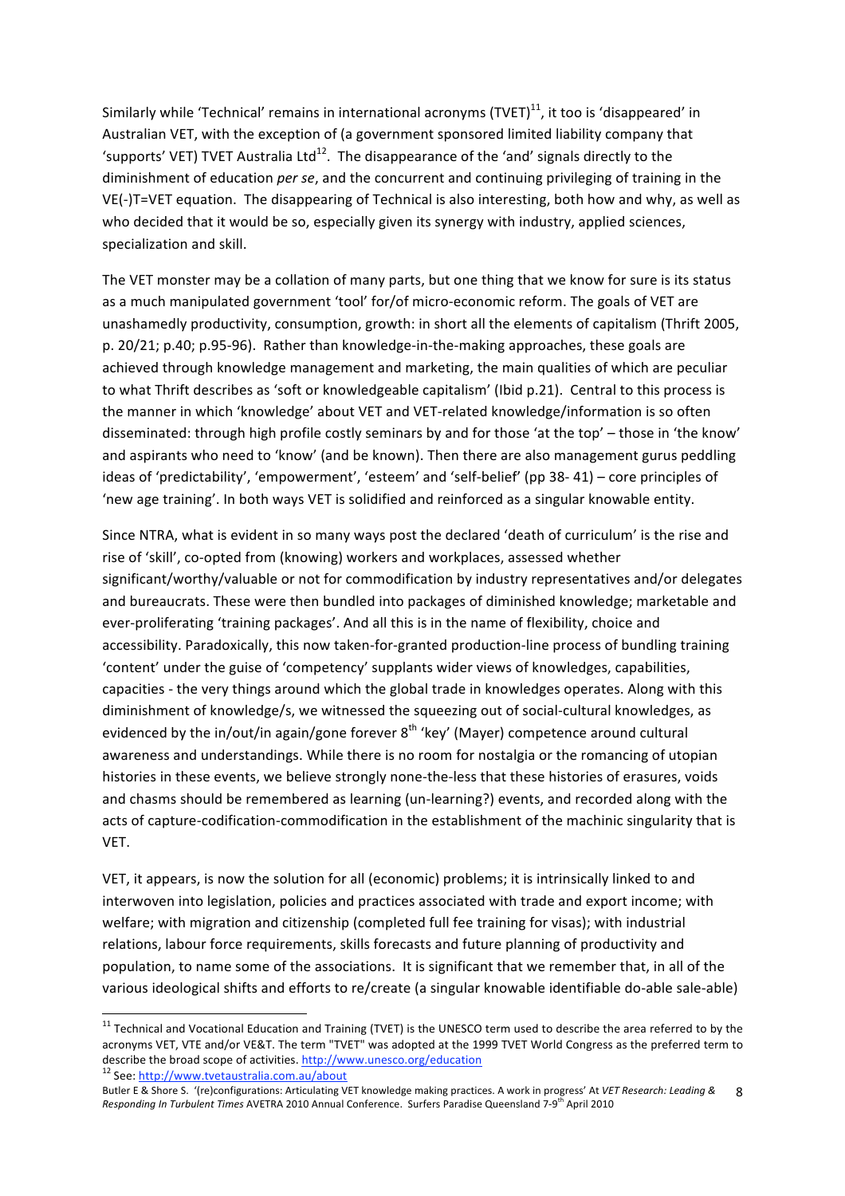Similarly while 'Technical' remains in international acronyms (TVET)[11], it too is 'disappeared' in Australian VET, with the exception of (a government sponsored limited liability company that 'supports' VET) TVET Australia Ltd[12]. The disappearance of the 'and' signals directly to the diminishment of education *per se*, and the concurrent and continuing privileging of training in the VE(-)T=VET equation. The disappearing of Technical is also interesting, both how and why, as well as who decided that it would be so, especially given its synergy with industry, applied sciences, specialization and skill.

The VET monster may be a collation of many parts, but one thing that we know for sure is its status as a much manipulated government 'tool' for/of micro-economic reform. The goals of VET are unashamedly productivity, consumption, growth: in short all the elements of capitalism (Thrift 2005, p. 20/21; p.40; p.95-96). Rather than knowledge-in-the-making approaches, these goals are achieved through knowledge management and marketing, the main qualities of which are peculiar to what Thrift describes as 'soft or knowledgeable capitalism' (Ibid p.21). Central to this process is the manner in which 'knowledge' about VET and VET-related knowledge/information is so often disseminated: through high profile costly seminars by and for those 'at the top' – those in 'the know' and aspirants who need to 'know' (and be known). Then there are also management gurus peddling ideas of 'predictability', 'empowerment', 'esteem' and 'self-belief' (pp 38- 41) – core principles of 'new age training'. In both ways VET is solidified and reinforced as a singular knowable entity.

Since NTRA, what is evident in so many ways post the declared 'death of curriculum' is the rise and rise of 'skill', co-opted from (knowing) workers and workplaces, assessed whether significant/worthy/valuable or not for commodification by industry representatives and/or delegates and bureaucrats. These were then bundled into packages of diminished knowledge; marketable and ever-proliferating 'training packages'. And all this is in the name of flexibility, choice and accessibility. Paradoxically, this now taken-for-granted production-line process of bundling training 'content' under the guise of 'competency' supplants wider views of knowledges, capabilities, capacities - the very things around which the global trade in knowledges operates. Along with this diminishment of knowledge/s, we witnessed the squeezing out of social-cultural knowledges, as evidenced by the in/out/in again/gone forever 8th 'key' (Mayer) competence around cultural awareness and understandings. While there is no room for nostalgia or the romancing of utopian histories in these events, we believe strongly none-the-less that these histories of erasures, voids and chasms should be remembered as learning (un-learning?) events, and recorded along with the acts of capture-codification-commodification in the establishment of the machinic singularity that is VET.

VET, it appears, is now the solution for all (economic) problems; it is intrinsically linked to and interwoven into legislation, policies and practices associated with trade and export income; with welfare; with migration and citizenship (completed full fee training for visas); with industrial relations, labour force requirements, skills forecasts and future planning of productivity and population, to name some of the associations. It is significant that we remember that, in all of the various ideological shifts and efforts to re/create (a singular knowable identifiable do-able sale-able)

---

[11] Technical and Vocational Education and Training (TVET) is the UNESCO term used to describe the area referred to by the acronyms VET, VTE and/or VE&T. The term "TVET" was adopted at the 1999 TVET World Congress as the preferred term to describe the broad scope of activities. http://www.unesco.org/education

[12] See: http://www.tvetaustralia.com.au/about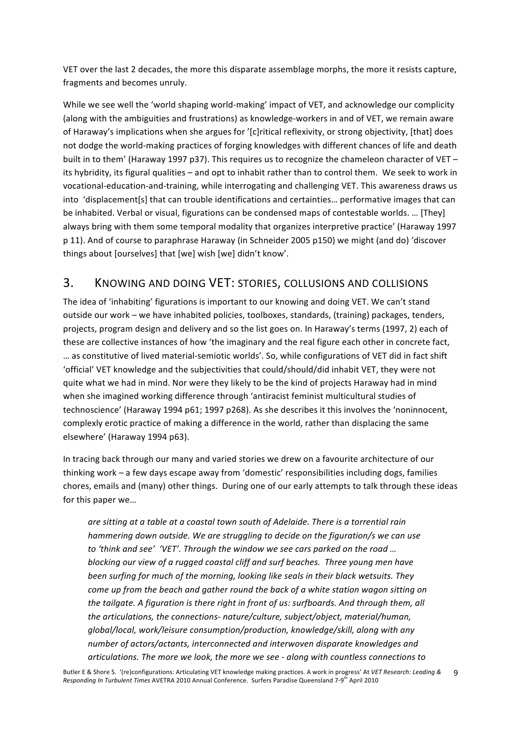VET over the last 2 decades, the more this disparate assemblage morphs, the more it resists capture, fragments and becomes unruly.

While we see well the 'world shaping world-making' impact of VET, and acknowledge our complicity (along with the ambiguities and frustrations) as knowledge-workers in and of VET, we remain aware of Haraway's implications when she argues for '[c]ritical reflexivity, or strong objectivity, [that] does not dodge the world-making practices of forging knowledges with different chances of life and death built in to them' (Haraway 1997 p37). This requires us to recognize the chameleon character of VET – its hybridity, its figural qualities – and opt to inhabit rather than to control them. We seek to work in vocational-education-and-training, while interrogating and challenging VET. This awareness draws us into 'displacement[s] that can trouble identifications and certainties… performative images that can be inhabited. Verbal or visual, figurations can be condensed maps of contestable worlds. … [They] always bring with them some temporal modality that organizes interpretive practice' (Haraway 1997 p 11). And of course to paraphrase Haraway (in Schneider 2005 p150) we might (and do) 'discover things about [ourselves] that [we] wish [we] didn't know'.

## 3. Knowing and doing VET: stories, collusions and collisions

The idea of 'inhabiting' figurations is important to our knowing and doing VET. We can't stand outside our work – we have inhabited policies, toolboxes, standards, (training) packages, tenders, projects, program design and delivery and so the list goes on. In Haraway's terms (1997, 2) each of these are collective instances of how 'the imaginary and the real figure each other in concrete fact, … as constitutive of lived material-semiotic worlds'. So, while configurations of VET did in fact shift 'official' VET knowledge and the subjectivities that could/should/did inhabit VET, they were not quite what we had in mind. Nor were they likely to be the kind of projects Haraway had in mind when she imagined working difference through 'antiracist feminist multicultural studies of technoscience' (Haraway 1994 p61; 1997 p268). As she describes it this involves the 'noninnocent, complexly erotic practice of making a difference in the world, rather than displacing the same elsewhere' (Haraway 1994 p63).

In tracing back through our many and varied stories we drew on a favourite architecture of our thinking work – a few days escape away from 'domestic' responsibilities including dogs, families chores, emails and (many) other things. During one of our early attempts to talk through these ideas for this paper we…

> *are sitting at a table at a coastal town south of Adelaide. There is a torrential rain hammering down outside. We are struggling to decide on the figuration/s we can use to 'think and see' 'VET'. Through the window we see cars parked on the road … blocking our view of a rugged coastal cliff and surf beaches. Three young men have been surfing for much of the morning, looking like seals in their black wetsuits. They come up from the beach and gather round the back of a white station wagon sitting on the tailgate. A figuration is there right in front of us: surfboards. And through them, all the articulations, the connections- nature/culture, subject/object, material/human, global/local, work/leisure consumption/production, knowledge/skill, along with any number of actors/actants, interconnected and interwoven disparate knowledges and articulations. The more we look, the more we see - along with countless connections to*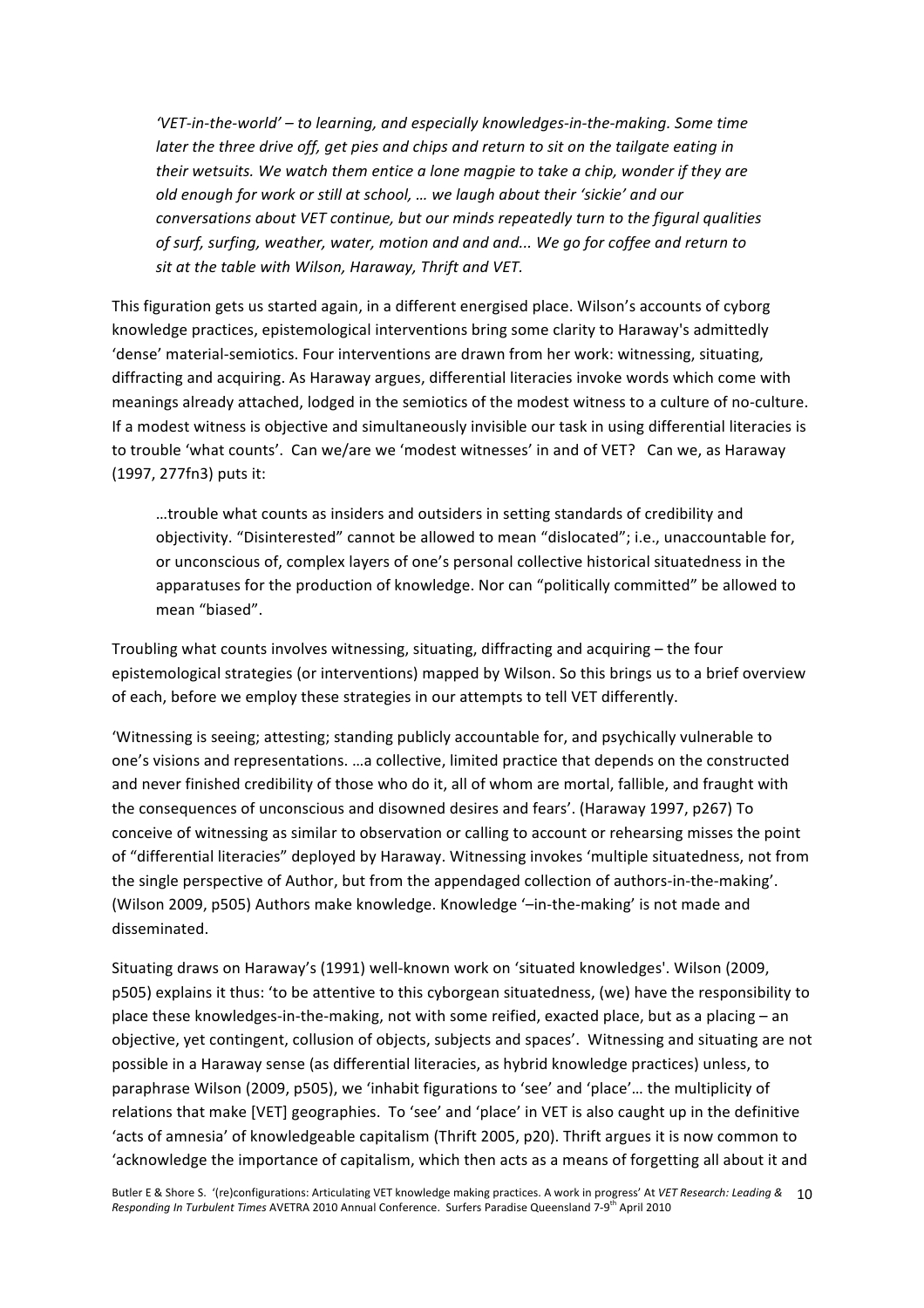*'VET-in-the-world' – to learning, and especially knowledges-in-the-making. Some time later the three drive off, get pies and chips and return to sit on the tailgate eating in their wetsuits. We watch them entice a lone magpie to take a chip, wonder if they are old enough for work or still at school, … we laugh about their 'sickie' and our conversations about VET continue, but our minds repeatedly turn to the figural qualities of surf, surfing, weather, water, motion and and and... We go for coffee and return to sit at the table with Wilson, Haraway, Thrift and VET.*

This figuration gets us started again, in a different energised place. Wilson's accounts of cyborg knowledge practices, epistemological interventions bring some clarity to Haraway's admittedly 'dense' material-semiotics. Four interventions are drawn from her work: witnessing, situating, diffracting and acquiring. As Haraway argues, differential literacies invoke words which come with meanings already attached, lodged in the semiotics of the modest witness to a culture of no-culture. If a modest witness is objective and simultaneously invisible our task in using differential literacies is to trouble 'what counts'. Can we/are we 'modest witnesses' in and of VET? Can we, as Haraway (1997, 277fn3) puts it:

> …trouble what counts as insiders and outsiders in setting standards of credibility and objectivity. "Disinterested" cannot be allowed to mean "dislocated"; i.e., unaccountable for, or unconscious of, complex layers of one's personal collective historical situatedness in the apparatuses for the production of knowledge. Nor can "politically committed" be allowed to mean "biased".

Troubling what counts involves witnessing, situating, diffracting and acquiring – the four epistemological strategies (or interventions) mapped by Wilson. So this brings us to a brief overview of each, before we employ these strategies in our attempts to tell VET differently.

'Witnessing is seeing; attesting; standing publicly accountable for, and psychically vulnerable to one's visions and representations. …a collective, limited practice that depends on the constructed and never finished credibility of those who do it, all of whom are mortal, fallible, and fraught with the consequences of unconscious and disowned desires and fears'. (Haraway 1997, p267) To conceive of witnessing as similar to observation or calling to account or rehearsing misses the point of "differential literacies" deployed by Haraway. Witnessing invokes 'multiple situatedness, not from the single perspective of Author, but from the appendaged collection of authors-in-the-making'. (Wilson 2009, p505) Authors make knowledge. Knowledge '–in-the-making' is not made and disseminated.

Situating draws on Haraway's (1991) well-known work on 'situated knowledges'. Wilson (2009, p505) explains it thus: 'to be attentive to this cyborgean situatedness, (we) have the responsibility to place these knowledges-in-the-making, not with some reified, exacted place, but as a placing – an objective, yet contingent, collusion of objects, subjects and spaces'. Witnessing and situating are not possible in a Haraway sense (as differential literacies, as hybrid knowledge practices) unless, to paraphrase Wilson (2009, p505), we 'inhabit figurations to 'see' and 'place'… the multiplicity of relations that make [VET] geographies. To 'see' and 'place' in VET is also caught up in the definitive 'acts of amnesia' of knowledgeable capitalism (Thrift 2005, p20). Thrift argues it is now common to 'acknowledge the importance of capitalism, which then acts as a means of forgetting all about it and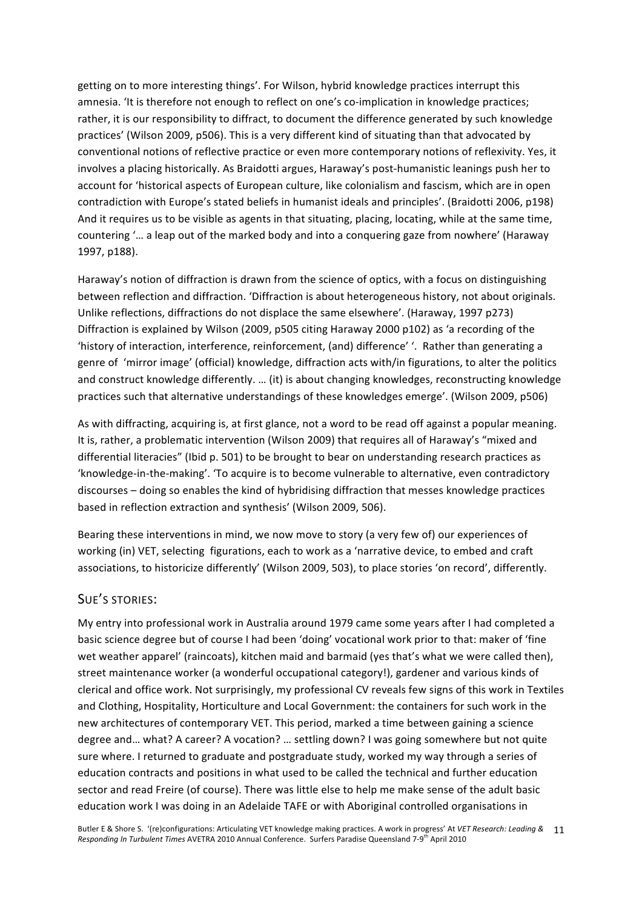getting on to more interesting things'. For Wilson, hybrid knowledge practices interrupt this amnesia. 'It is therefore not enough to reflect on one's co-implication in knowledge practices; rather, it is our responsibility to diffract, to document the difference generated by such knowledge practices' (Wilson 2009, p506). This is a very different kind of situating than that advocated by conventional notions of reflective practice or even more contemporary notions of reflexivity. Yes, it involves a placing historically. As Braidotti argues, Haraway's post-humanistic leanings push her to account for 'historical aspects of European culture, like colonialism and fascism, which are in open contradiction with Europe's stated beliefs in humanist ideals and principles'. (Braidotti 2006, p198) And it requires us to be visible as agents in that situating, placing, locating, while at the same time, countering '… a leap out of the marked body and into a conquering gaze from nowhere' (Haraway 1997, p188).

Haraway's notion of diffraction is drawn from the science of optics, with a focus on distinguishing between reflection and diffraction. 'Diffraction is about heterogeneous history, not about originals. Unlike reflections, diffractions do not displace the same elsewhere'. (Haraway, 1997 p273) Diffraction is explained by Wilson (2009, p505 citing Haraway 2000 p102) as 'a recording of the 'history of interaction, interference, reinforcement, (and) difference' '. Rather than generating a genre of 'mirror image' (official) knowledge, diffraction acts with/in figurations, to alter the politics and construct knowledge differently. … (it) is about changing knowledges, reconstructing knowledge practices such that alternative understandings of these knowledges emerge'. (Wilson 2009, p506)

As with diffracting, acquiring is, at first glance, not a word to be read off against a popular meaning. It is, rather, a problematic intervention (Wilson 2009) that requires all of Haraway's "mixed and differential literacies" (Ibid p. 501) to be brought to bear on understanding research practices as 'knowledge-in-the-making'. 'To acquire is to become vulnerable to alternative, even contradictory discourses – doing so enables the kind of hybridising diffraction that messes knowledge practices based in reflection extraction and synthesis' (Wilson 2009, 506).

Bearing these interventions in mind, we now move to story (a very few of) our experiences of working (in) VET, selecting figurations, each to work as a 'narrative device, to embed and craft associations, to historicize differently' (Wilson 2009, 503), to place stories 'on record', differently.

## Sue's stories:

My entry into professional work in Australia around 1979 came some years after I had completed a basic science degree but of course I had been 'doing' vocational work prior to that: maker of 'fine wet weather apparel' (raincoats), kitchen maid and barmaid (yes that's what we were called then), street maintenance worker (a wonderful occupational category!), gardener and various kinds of clerical and office work. Not surprisingly, my professional CV reveals few signs of this work in Textiles and Clothing, Hospitality, Horticulture and Local Government: the containers for such work in the new architectures of contemporary VET. This period, marked a time between gaining a science degree and… what? A career? A vocation? … settling down? I was going somewhere but not quite sure where. I returned to graduate and postgraduate study, worked my way through a series of education contracts and positions in what used to be called the technical and further education sector and read Freire (of course). There was little else to help me make sense of the adult basic education work I was doing in an Adelaide TAFE or with Aboriginal controlled organisations in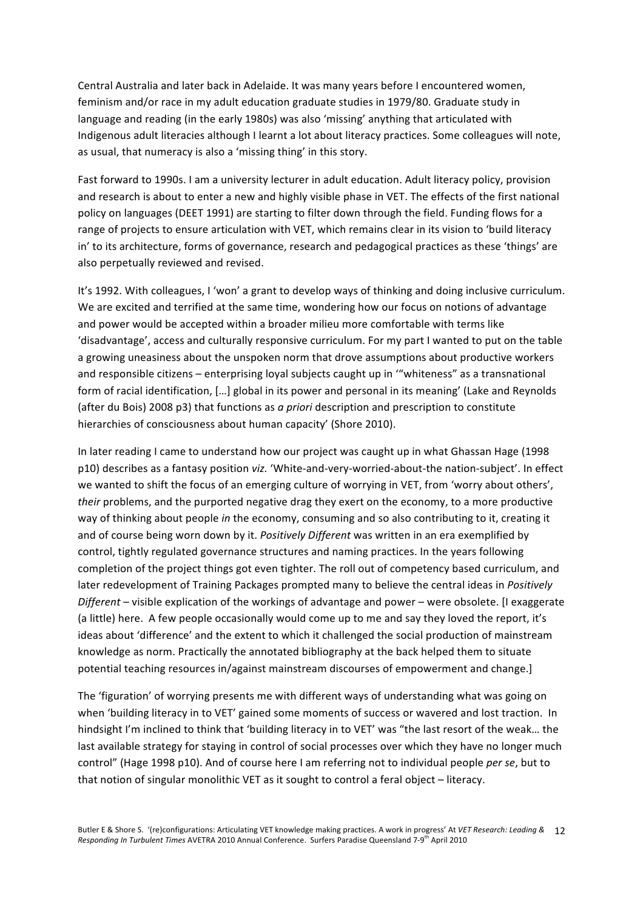Central Australia and later back in Adelaide. It was many years before I encountered women, feminism and/or race in my adult education graduate studies in 1979/80. Graduate study in language and reading (in the early 1980s) was also 'missing' anything that articulated with Indigenous adult literacies although I learnt a lot about literacy practices. Some colleagues will note, as usual, that numeracy is also a 'missing thing' in this story.

Fast forward to 1990s. I am a university lecturer in adult education. Adult literacy policy, provision and research is about to enter a new and highly visible phase in VET. The effects of the first national policy on languages (DEET 1991) are starting to filter down through the field. Funding flows for a range of projects to ensure articulation with VET, which remains clear in its vision to 'build literacy in' to its architecture, forms of governance, research and pedagogical practices as these 'things' are also perpetually reviewed and revised.

It's 1992. With colleagues, I 'won' a grant to develop ways of thinking and doing inclusive curriculum. We are excited and terrified at the same time, wondering how our focus on notions of advantage and power would be accepted within a broader milieu more comfortable with terms like 'disadvantage', access and culturally responsive curriculum. For my part I wanted to put on the table a growing uneasiness about the unspoken norm that drove assumptions about productive workers and responsible citizens – enterprising loyal subjects caught up in '"whiteness" as a transnational form of racial identification, […] global in its power and personal in its meaning' (Lake and Reynolds (after du Bois) 2008 p3) that functions as *a priori* description and prescription to constitute hierarchies of consciousness about human capacity' (Shore 2010).

In later reading I came to understand how our project was caught up in what Ghassan Hage (1998 p10) describes as a fantasy position *viz.* 'White-and-very-worried-about-the nation-subject'. In effect we wanted to shift the focus of an emerging culture of worrying in VET, from 'worry about others', *their* problems, and the purported negative drag they exert on the economy, to a more productive way of thinking about people *in* the economy, consuming and so also contributing to it, creating it and of course being worn down by it. *Positively Different* was written in an era exemplified by control, tightly regulated governance structures and naming practices. In the years following completion of the project things got even tighter. The roll out of competency based curriculum, and later redevelopment of Training Packages prompted many to believe the central ideas in *Positively Different* – visible explication of the workings of advantage and power – were obsolete. [I exaggerate (a little) here. A few people occasionally would come up to me and say they loved the report, it's ideas about 'difference' and the extent to which it challenged the social production of mainstream knowledge as norm. Practically the annotated bibliography at the back helped them to situate potential teaching resources in/against mainstream discourses of empowerment and change.]

The 'figuration' of worrying presents me with different ways of understanding what was going on when 'building literacy in to VET' gained some moments of success or wavered and lost traction. In hindsight I'm inclined to think that 'building literacy in to VET' was "the last resort of the weak… the last available strategy for staying in control of social processes over which they have no longer much control" (Hage 1998 p10). And of course here I am referring not to individual people *per se*, but to that notion of singular monolithic VET as it sought to control a feral object – literacy.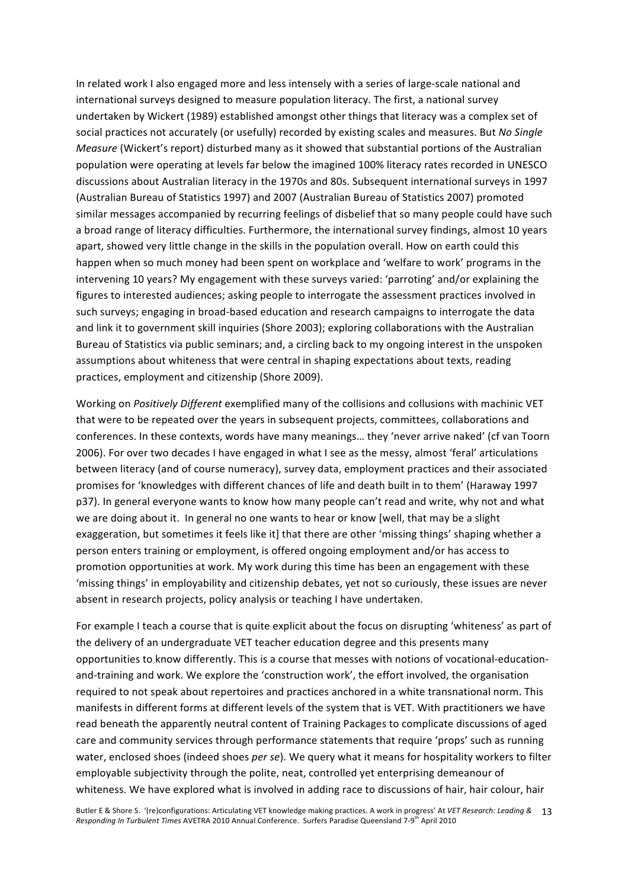In related work I also engaged more and less intensely with a series of large-scale national and international surveys designed to measure population literacy. The first, a national survey undertaken by Wickert (1989) established amongst other things that literacy was a complex set of social practices not accurately (or usefully) recorded by existing scales and measures. But *No Single Measure* (Wickert's report) disturbed many as it showed that substantial portions of the Australian population were operating at levels far below the imagined 100% literacy rates recorded in UNESCO discussions about Australian literacy in the 1970s and 80s. Subsequent international surveys in 1997 (Australian Bureau of Statistics 1997) and 2007 (Australian Bureau of Statistics 2007) promoted similar messages accompanied by recurring feelings of disbelief that so many people could have such a broad range of literacy difficulties. Furthermore, the international survey findings, almost 10 years apart, showed very little change in the skills in the population overall. How on earth could this happen when so much money had been spent on workplace and 'welfare to work' programs in the intervening 10 years? My engagement with these surveys varied: 'parroting' and/or explaining the figures to interested audiences; asking people to interrogate the assessment practices involved in such surveys; engaging in broad-based education and research campaigns to interrogate the data and link it to government skill inquiries (Shore 2003); exploring collaborations with the Australian Bureau of Statistics via public seminars; and, a circling back to my ongoing interest in the unspoken assumptions about whiteness that were central in shaping expectations about texts, reading practices, employment and citizenship (Shore 2009).

Working on *Positively Different* exemplified many of the collisions and collusions with machinic VET that were to be repeated over the years in subsequent projects, committees, collaborations and conferences. In these contexts, words have many meanings… they 'never arrive naked' (cf van Toorn 2006). For over two decades I have engaged in what I see as the messy, almost 'feral' articulations between literacy (and of course numeracy), survey data, employment practices and their associated promises for 'knowledges with different chances of life and death built in to them' (Haraway 1997 p37). In general everyone wants to know how many people can't read and write, why not and what we are doing about it. In general no one wants to hear or know [well, that may be a slight exaggeration, but sometimes it feels like it] that there are other 'missing things' shaping whether a person enters training or employment, is offered ongoing employment and/or has access to promotion opportunities at work. My work during this time has been an engagement with these 'missing things' in employability and citizenship debates, yet not so curiously, these issues are never absent in research projects, policy analysis or teaching I have undertaken.

For example I teach a course that is quite explicit about the focus on disrupting 'whiteness' as part of the delivery of an undergraduate VET teacher education degree and this presents many opportunities to know differently. This is a course that messes with notions of vocational-education-and-training and work. We explore the 'construction work', the effort involved, the organisation required to not speak about repertoires and practices anchored in a white transnational norm. This manifests in different forms at different levels of the system that is VET. With practitioners we have read beneath the apparently neutral content of Training Packages to complicate discussions of aged care and community services through performance statements that require 'props' such as running water, enclosed shoes (indeed shoes *per se*). We query what it means for hospitality workers to filter employable subjectivity through the polite, neat, controlled yet enterprising demeanour of whiteness. We have explored what is involved in adding race to discussions of hair, hair colour, hair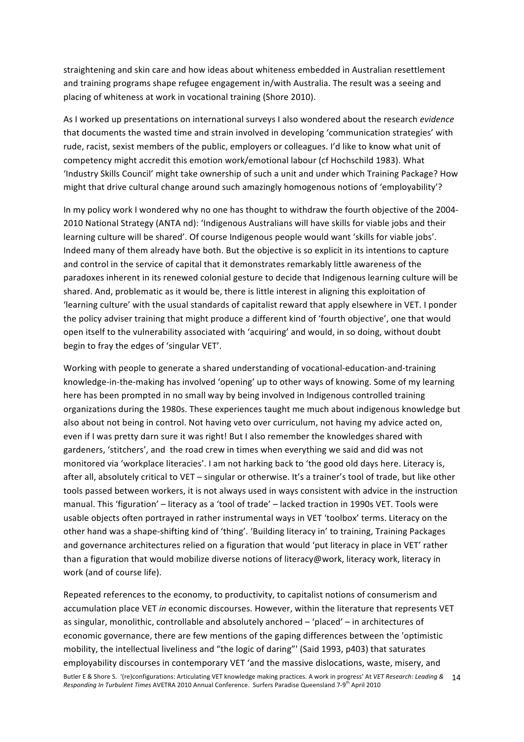straightening and skin care and how ideas about whiteness embedded in Australian resettlement and training programs shape refugee engagement in/with Australia. The result was a seeing and placing of whiteness at work in vocational training (Shore 2010).

As I worked up presentations on international surveys I also wondered about the research *evidence* that documents the wasted time and strain involved in developing 'communication strategies' with rude, racist, sexist members of the public, employers or colleagues. I'd like to know what unit of competency might accredit this emotion work/emotional labour (cf Hochschild 1983). What 'Industry Skills Council' might take ownership of such a unit and under which Training Package? How might that drive cultural change around such amazingly homogenous notions of 'employability'?

In my policy work I wondered why no one has thought to withdraw the fourth objective of the 2004-2010 National Strategy (ANTA nd): 'Indigenous Australians will have skills for viable jobs and their learning culture will be shared'. Of course Indigenous people would want 'skills for viable jobs'. Indeed many of them already have both. But the objective is so explicit in its intentions to capture and control in the service of capital that it demonstrates remarkably little awareness of the paradoxes inherent in its renewed colonial gesture to decide that Indigenous learning culture will be shared. And, problematic as it would be, there is little interest in aligning this exploitation of 'learning culture' with the usual standards of capitalist reward that apply elsewhere in VET. I ponder the policy adviser training that might produce a different kind of 'fourth objective', one that would open itself to the vulnerability associated with 'acquiring' and would, in so doing, without doubt begin to fray the edges of 'singular VET'.

Working with people to generate a shared understanding of vocational-education-and-training knowledge-in-the-making has involved 'opening' up to other ways of knowing. Some of my learning here has been prompted in no small way by being involved in Indigenous controlled training organizations during the 1980s. These experiences taught me much about indigenous knowledge but also about not being in control. Not having veto over curriculum, not having my advice acted on, even if I was pretty darn sure it was right! But I also remember the knowledges shared with gardeners, 'stitchers', and the road crew in times when everything we said and did was not monitored via 'workplace literacies'. I am not harking back to 'the good old days here. Literacy is, after all, absolutely critical to VET – singular or otherwise. It's a trainer's tool of trade, but like other tools passed between workers, it is not always used in ways consistent with advice in the instruction manual. This 'figuration' – literacy as a 'tool of trade' – lacked traction in 1990s VET. Tools were usable objects often portrayed in rather instrumental ways in VET 'toolbox' terms. Literacy on the other hand was a shape-shifting kind of 'thing'. 'Building literacy in' to training, Training Packages and governance architectures relied on a figuration that would 'put literacy in place in VET' rather than a figuration that would mobilize diverse notions of literacy@work, literacy work, literacy in work (and of course life).

Repeated references to the economy, to productivity, to capitalist notions of consumerism and accumulation place VET *in* economic discourses. However, within the literature that represents VET as singular, monolithic, controllable and absolutely anchored – 'placed' – in architectures of economic governance, there are few mentions of the gaping differences between the 'optimistic mobility, the intellectual liveliness and "the logic of daring"' (Said 1993, p403) that saturates employability discourses in contemporary VET 'and the massive dislocations, waste, misery, and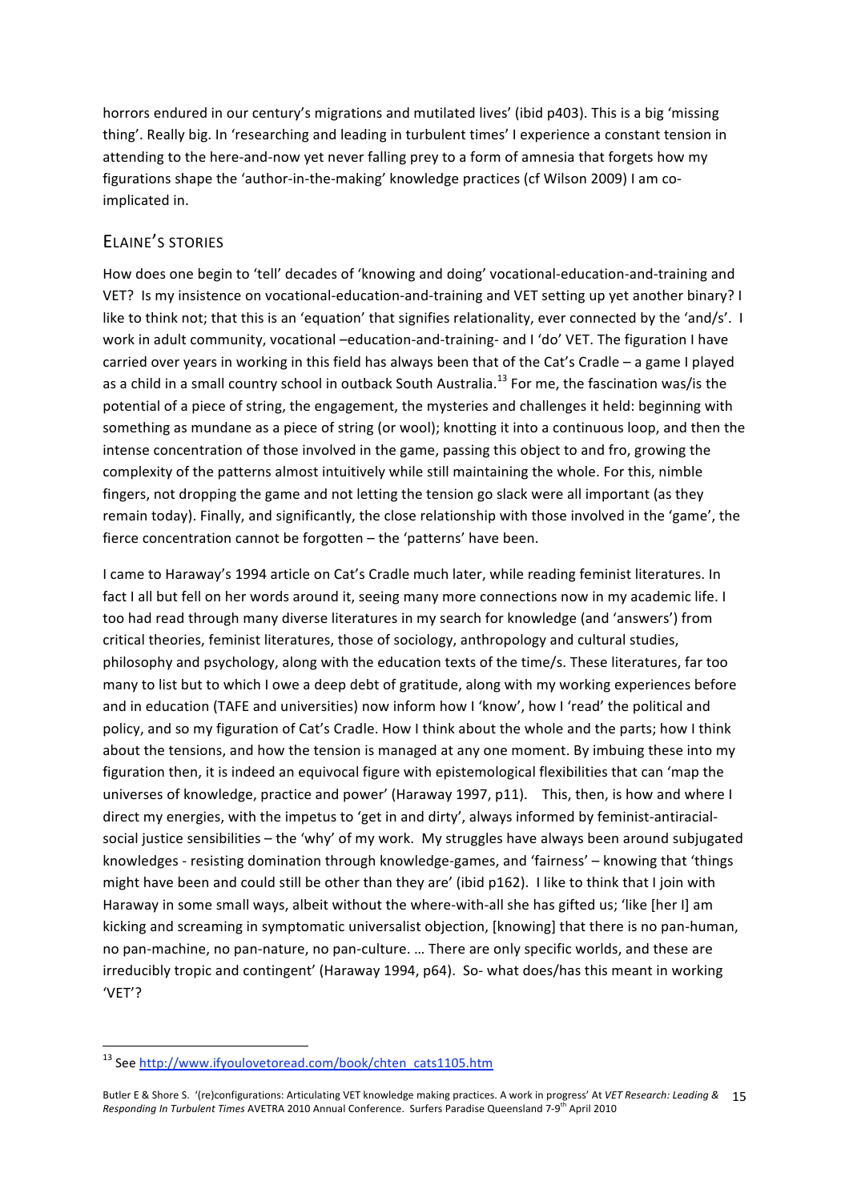horrors endured in our century's migrations and mutilated lives' (ibid p403). This is a big 'missing thing'. Really big. In 'researching and leading in turbulent times' I experience a constant tension in attending to the here-and-now yet never falling prey to a form of amnesia that forgets how my figurations shape the 'author-in-the-making' knowledge practices (cf Wilson 2009) I am co-implicated in.

## ELAINE'S STORIES

How does one begin to 'tell' decades of 'knowing and doing' vocational-education-and-training and VET? Is my insistence on vocational-education-and-training and VET setting up yet another binary? I like to think not; that this is an 'equation' that signifies relationality, ever connected by the 'and/s'. I work in adult community, vocational –education-and-training- and I 'do' VET. The figuration I have carried over years in working in this field has always been that of the Cat's Cradle – a game I played as a child in a small country school in outback South Australia.[13] For me, the fascination was/is the potential of a piece of string, the engagement, the mysteries and challenges it held: beginning with something as mundane as a piece of string (or wool); knotting it into a continuous loop, and then the intense concentration of those involved in the game, passing this object to and fro, growing the complexity of the patterns almost intuitively while still maintaining the whole. For this, nimble fingers, not dropping the game and not letting the tension go slack were all important (as they remain today). Finally, and significantly, the close relationship with those involved in the 'game', the fierce concentration cannot be forgotten – the 'patterns' have been.

I came to Haraway's 1994 article on Cat's Cradle much later, while reading feminist literatures. In fact I all but fell on her words around it, seeing many more connections now in my academic life. I too had read through many diverse literatures in my search for knowledge (and 'answers') from critical theories, feminist literatures, those of sociology, anthropology and cultural studies, philosophy and psychology, along with the education texts of the time/s. These literatures, far too many to list but to which I owe a deep debt of gratitude, along with my working experiences before and in education (TAFE and universities) now inform how I 'know', how I 'read' the political and policy, and so my figuration of Cat's Cradle. How I think about the whole and the parts; how I think about the tensions, and how the tension is managed at any one moment. By imbuing these into my figuration then, it is indeed an equivocal figure with epistemological flexibilities that can 'map the universes of knowledge, practice and power' (Haraway 1997, p11). This, then, is how and where I direct my energies, with the impetus to 'get in and dirty', always informed by feminist-antiracial-social justice sensibilities – the 'why' of my work. My struggles have always been around subjugated knowledges - resisting domination through knowledge-games, and 'fairness' – knowing that 'things might have been and could still be other than they are' (ibid p162). I like to think that I join with Haraway in some small ways, albeit without the where-with-all she has gifted us; 'like [her I] am kicking and screaming in symptomatic universalist objection, [knowing] that there is no pan-human, no pan-machine, no pan-nature, no pan-culture. … There are only specific worlds, and these are irreducibly tropic and contingent' (Haraway 1994, p64). So- what does/has this meant in working 'VET'?

---

[13] See http://www.ifyoulovetoread.com/book/chten_cats1105.htm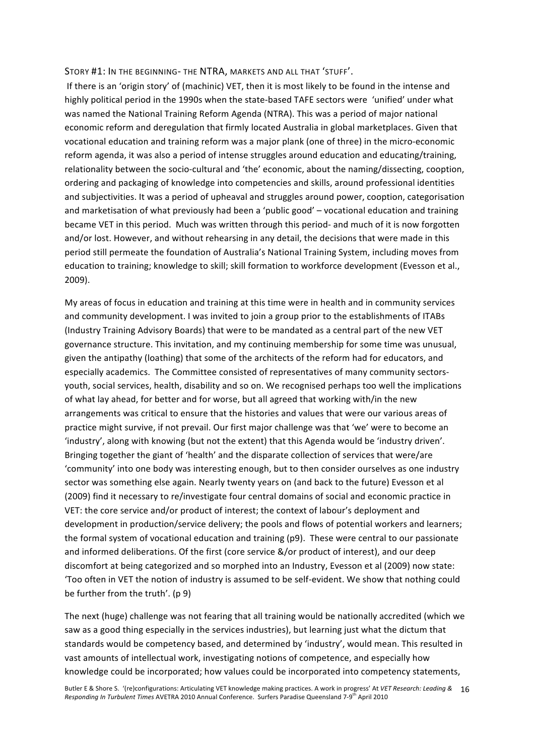### STORY #1: IN THE BEGINNING- THE NTRA, MARKETS AND ALL THAT 'STUFF'.

If there is an 'origin story' of (machinic) VET, then it is most likely to be found in the intense and highly political period in the 1990s when the state-based TAFE sectors were 'unified' under what was named the National Training Reform Agenda (NTRA). This was a period of major national economic reform and deregulation that firmly located Australia in global marketplaces. Given that vocational education and training reform was a major plank (one of three) in the micro-economic reform agenda, it was also a period of intense struggles around education and educating/training, relationality between the socio-cultural and 'the' economic, about the naming/dissecting, cooption, ordering and packaging of knowledge into competencies and skills, around professional identities and subjectivities. It was a period of upheaval and struggles around power, cooption, categorisation and marketisation of what previously had been a 'public good' – vocational education and training became VET in this period. Much was written through this period- and much of it is now forgotten and/or lost. However, and without rehearsing in any detail, the decisions that were made in this period still permeate the foundation of Australia's National Training System, including moves from education to training; knowledge to skill; skill formation to workforce development (Evesson et al., 2009).

My areas of focus in education and training at this time were in health and in community services and community development. I was invited to join a group prior to the establishments of ITABs (Industry Training Advisory Boards) that were to be mandated as a central part of the new VET governance structure. This invitation, and my continuing membership for some time was unusual, given the antipathy (loathing) that some of the architects of the reform had for educators, and especially academics. The Committee consisted of representatives of many community sectors- youth, social services, health, disability and so on. We recognised perhaps too well the implications of what lay ahead, for better and for worse, but all agreed that working with/in the new arrangements was critical to ensure that the histories and values that were our various areas of practice might survive, if not prevail. Our first major challenge was that 'we' were to become an 'industry', along with knowing (but not the extent) that this Agenda would be 'industry driven'. Bringing together the giant of 'health' and the disparate collection of services that were/are 'community' into one body was interesting enough, but to then consider ourselves as one industry sector was something else again. Nearly twenty years on (and back to the future) Evesson et al (2009) find it necessary to re/investigate four central domains of social and economic practice in VET: the core service and/or product of interest; the context of labour's deployment and development in production/service delivery; the pools and flows of potential workers and learners; the formal system of vocational education and training (p9). These were central to our passionate and informed deliberations. Of the first (core service &/or product of interest), and our deep discomfort at being categorized and so morphed into an Industry, Evesson et al (2009) now state: 'Too often in VET the notion of industry is assumed to be self-evident. We show that nothing could be further from the truth'. (p 9)

The next (huge) challenge was not fearing that all training would be nationally accredited (which we saw as a good thing especially in the services industries), but learning just what the dictum that standards would be competency based, and determined by 'industry', would mean. This resulted in vast amounts of intellectual work, investigating notions of competence, and especially how knowledge could be incorporated; how values could be incorporated into competency statements,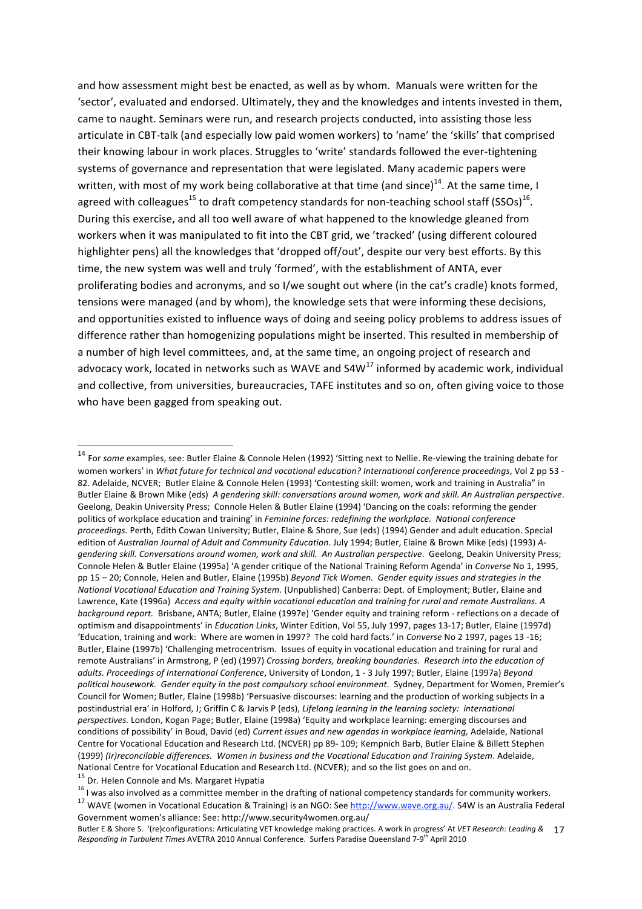and how assessment might best be enacted, as well as by whom. Manuals were written for the 'sector', evaluated and endorsed. Ultimately, they and the knowledges and intents invested in them, came to naught. Seminars were run, and research projects conducted, into assisting those less articulate in CBT-talk (and especially low paid women workers) to 'name' the 'skills' that comprised their knowing labour in work places. Struggles to 'write' standards followed the ever-tightening systems of governance and representation that were legislated. Many academic papers were written, with most of my work being collaborative at that time (and since)[14]. At the same time, I agreed with colleagues[15] to draft competency standards for non-teaching school staff (SSOs)[16]. During this exercise, and all too well aware of what happened to the knowledge gleaned from workers when it was manipulated to fit into the CBT grid, we 'tracked' (using different coloured highlighter pens) all the knowledges that 'dropped off/out', despite our very best efforts. By this time, the new system was well and truly 'formed', with the establishment of ANTA, ever proliferating bodies and acronyms, and so I/we sought out where (in the cat's cradle) knots formed, tensions were managed (and by whom), the knowledge sets that were informing these decisions, and opportunities existed to influence ways of doing and seeing policy problems to address issues of difference rather than homogenizing populations might be inserted. This resulted in membership of a number of high level committees, and, at the same time, an ongoing project of research and advocacy work, located in networks such as WAVE and S4W[17] informed by academic work, individual and collective, from universities, bureaucracies, TAFE institutes and so on, often giving voice to those who have been gagged from speaking out.

---

[14] For *some* examples, see: Butler Elaine & Connole Helen (1992) 'Sitting next to Nellie. Re-viewing the training debate for women workers' in *What future for technical and vocational education? International conference proceedings*, Vol 2 pp 53 - 82. Adelaide, NCVER; Butler Elaine & Connole Helen (1993) 'Contesting skill: women, work and training in Australia" in Butler Elaine & Brown Mike (eds) *A gendering skill: conversations around women, work and skill. An Australian perspective*. Geelong, Deakin University Press; Connole Helen & Butler Elaine (1994) 'Dancing on the coals: reforming the gender politics of workplace education and training' in *Feminine forces: redefining the workplace. National conference proceedings.* Perth, Edith Cowan University; Butler, Elaine & Shore, Sue (eds) (1994) Gender and adult education. Special edition of *Australian Journal of Adult and Community Education*. July 1994; Butler, Elaine & Brown Mike (eds) (1993) *A-gendering skill. Conversations around women, work and skill. An Australian perspective*. Geelong, Deakin University Press; Connole Helen & Butler Elaine (1995a) 'A gender critique of the National Training Reform Agenda' in *Converse* No 1, 1995, pp 15 – 20; Connole, Helen and Butler, Elaine (1995b) *Beyond Tick Women. Gender equity issues and strategies in the National Vocational Education and Training System.* (Unpublished) Canberra: Dept. of Employment; Butler, Elaine and Lawrence, Kate (1996a) *Access and equity within vocational education and training for rural and remote Australians. A background report.* Brisbane, ANTA; Butler, Elaine (1997e) 'Gender equity and training reform - reflections on a decade of optimism and disappointments' in *Education Links*, Winter Edition, Vol 55, July 1997, pages 13-17; Butler, Elaine (1997d) 'Education, training and work: Where are women in 1997? The cold hard facts.' in *Converse* No 2 1997, pages 13 -16; Butler, Elaine (1997b) 'Challenging metrocentrism. Issues of equity in vocational education and training for rural and remote Australians' in Armstrong, P (ed) (1997) *Crossing borders, breaking boundaries. Research into the education of adults. Proceedings of International Conference*, University of London, 1 - 3 July 1997; Butler, Elaine (1997a) *Beyond political housework. Gender equity in the post compulsory school environment*. Sydney, Department for Women, Premier's Council for Women; Butler, Elaine (1998b) 'Persuasive discourses: learning and the production of working subjects in a postindustrial era' in Holford, J; Griffin C & Jarvis P (eds), *Lifelong learning in the learning society: international perspectives.* London, Kogan Page; Butler, Elaine (1998a) 'Equity and workplace learning: emerging discourses and conditions of possibility' in Boud, David (ed) *Current issues and new agendas in workplace learning,* Adelaide, National Centre for Vocational Education and Research Ltd. (NCVER) pp 89- 109; Kempnich Barb, Butler Elaine & Billett Stephen (1999) *(Ir)reconcilable differences. Women in business and the Vocational Education and Training System*. Adelaide, National Centre for Vocational Education and Research Ltd. (NCVER); and so the list goes on and on.

[15] Dr. Helen Connole and Ms. Margaret Hypatia

[16] I was also involved as a committee member in the drafting of national competency standards for community workers.

[17] WAVE (women in Vocational Education & Training) is an NGO: See http://www.wave.org.au/. S4W is an Australia Federal Government women's alliance: See: http://www.security4women.org.au/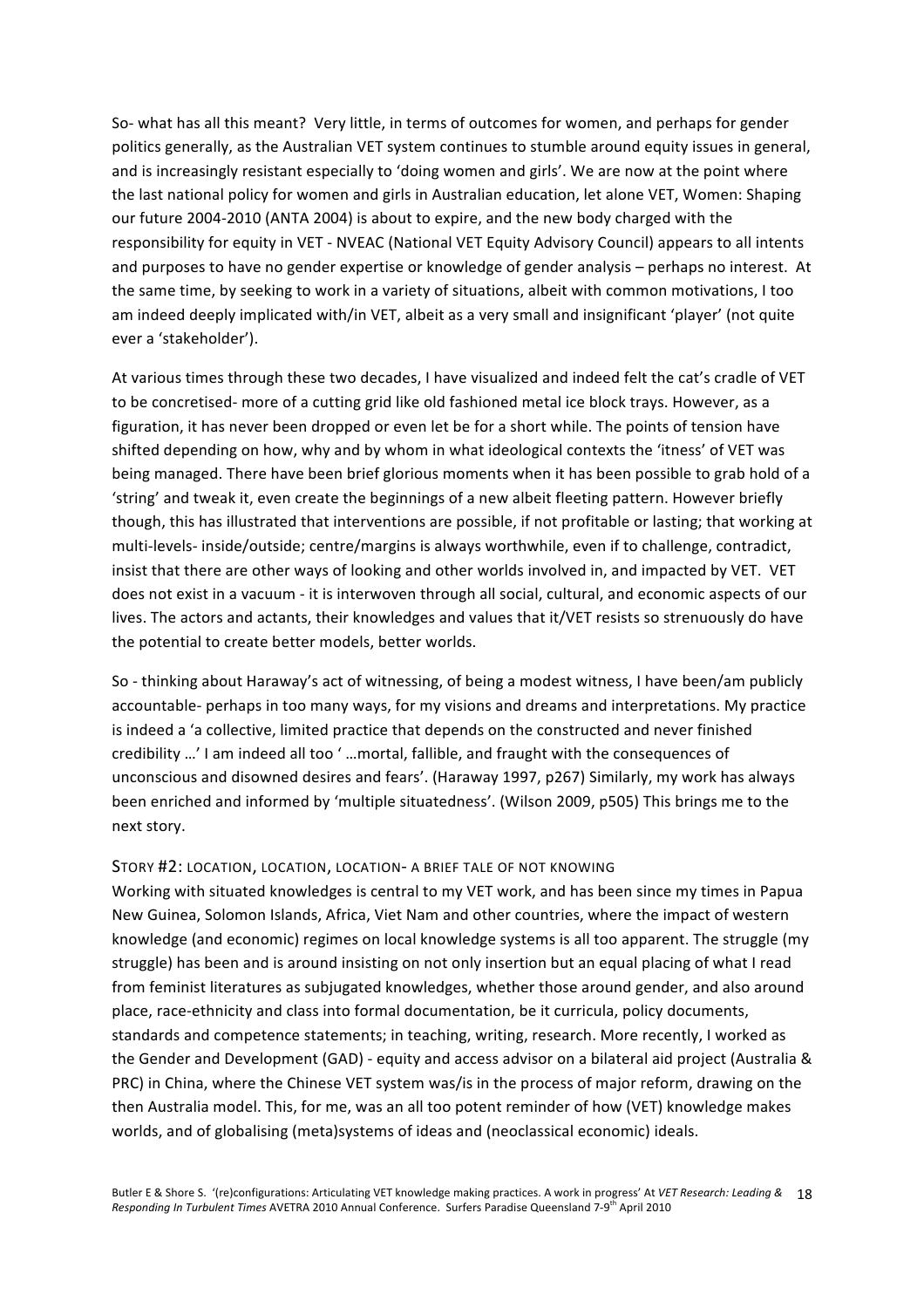So- what has all this meant? Very little, in terms of outcomes for women, and perhaps for gender politics generally, as the Australian VET system continues to stumble around equity issues in general, and is increasingly resistant especially to 'doing women and girls'. We are now at the point where the last national policy for women and girls in Australian education, let alone VET, Women: Shaping our future 2004-2010 (ANTA 2004) is about to expire, and the new body charged with the responsibility for equity in VET - NVEAC (National VET Equity Advisory Council) appears to all intents and purposes to have no gender expertise or knowledge of gender analysis – perhaps no interest. At the same time, by seeking to work in a variety of situations, albeit with common motivations, I too am indeed deeply implicated with/in VET, albeit as a very small and insignificant 'player' (not quite ever a 'stakeholder').

At various times through these two decades, I have visualized and indeed felt the cat's cradle of VET to be concretised- more of a cutting grid like old fashioned metal ice block trays. However, as a figuration, it has never been dropped or even let be for a short while. The points of tension have shifted depending on how, why and by whom in what ideological contexts the 'itness' of VET was being managed. There have been brief glorious moments when it has been possible to grab hold of a 'string' and tweak it, even create the beginnings of a new albeit fleeting pattern. However briefly though, this has illustrated that interventions are possible, if not profitable or lasting; that working at multi-levels- inside/outside; centre/margins is always worthwhile, even if to challenge, contradict, insist that there are other ways of looking and other worlds involved in, and impacted by VET. VET does not exist in a vacuum - it is interwoven through all social, cultural, and economic aspects of our lives. The actors and actants, their knowledges and values that it/VET resists so strenuously do have the potential to create better models, better worlds.

So - thinking about Haraway's act of witnessing, of being a modest witness, I have been/am publicly accountable- perhaps in too many ways, for my visions and dreams and interpretations. My practice is indeed a 'a collective, limited practice that depends on the constructed and never finished credibility …' I am indeed all too ' …mortal, fallible, and fraught with the consequences of unconscious and disowned desires and fears'. (Haraway 1997, p267) Similarly, my work has always been enriched and informed by 'multiple situatedness'. (Wilson 2009, p505) This brings me to the next story.

### STORY #2: LOCATION, LOCATION, LOCATION- A BRIEF TALE OF NOT KNOWING

Working with situated knowledges is central to my VET work, and has been since my times in Papua New Guinea, Solomon Islands, Africa, Viet Nam and other countries, where the impact of western knowledge (and economic) regimes on local knowledge systems is all too apparent. The struggle (my struggle) has been and is around insisting on not only insertion but an equal placing of what I read from feminist literatures as subjugated knowledges, whether those around gender, and also around place, race-ethnicity and class into formal documentation, be it curricula, policy documents, standards and competence statements; in teaching, writing, research. More recently, I worked as the Gender and Development (GAD) - equity and access advisor on a bilateral aid project (Australia & PRC) in China, where the Chinese VET system was/is in the process of major reform, drawing on the then Australia model. This, for me, was an all too potent reminder of how (VET) knowledge makes worlds, and of globalising (meta)systems of ideas and (neoclassical economic) ideals.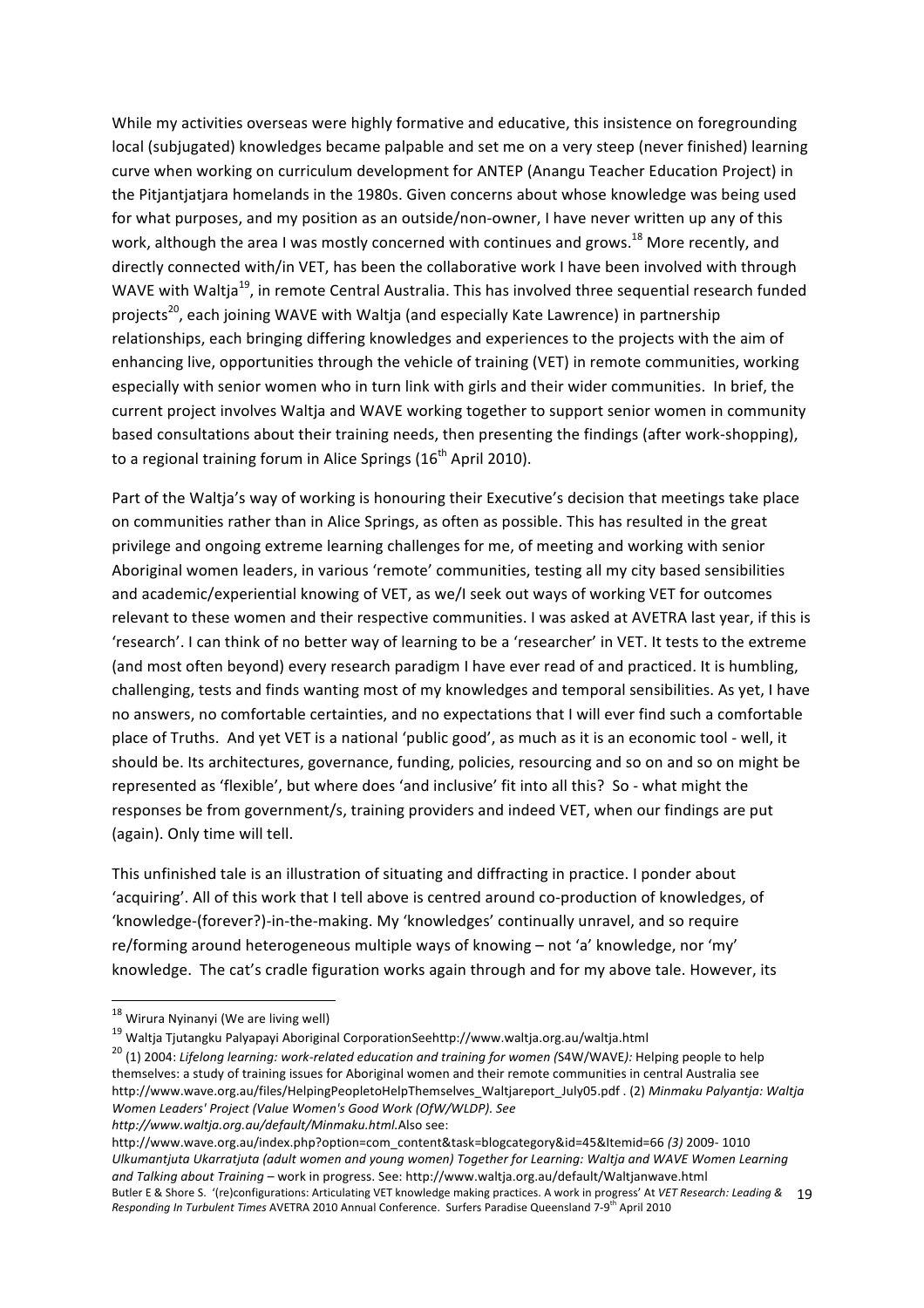While my activities overseas were highly formative and educative, this insistence on foregrounding local (subjugated) knowledges became palpable and set me on a very steep (never finished) learning curve when working on curriculum development for ANTEP (Anangu Teacher Education Project) in the Pitjantjatjara homelands in the 1980s. Given concerns about whose knowledge was being used for what purposes, and my position as an outside/non-owner, I have never written up any of this work, although the area I was mostly concerned with continues and grows.[18] More recently, and directly connected with/in VET, has been the collaborative work I have been involved with through WAVE with Waltja[19], in remote Central Australia. This has involved three sequential research funded projects[20], each joining WAVE with Waltja (and especially Kate Lawrence) in partnership relationships, each bringing differing knowledges and experiences to the projects with the aim of enhancing live, opportunities through the vehicle of training (VET) in remote communities, working especially with senior women who in turn link with girls and their wider communities. In brief, the current project involves Waltja and WAVE working together to support senior women in community based consultations about their training needs, then presenting the findings (after work-shopping), to a regional training forum in Alice Springs (16th April 2010).

Part of the Waltja's way of working is honouring their Executive's decision that meetings take place on communities rather than in Alice Springs, as often as possible. This has resulted in the great privilege and ongoing extreme learning challenges for me, of meeting and working with senior Aboriginal women leaders, in various 'remote' communities, testing all my city based sensibilities and academic/experiential knowing of VET, as we/I seek out ways of working VET for outcomes relevant to these women and their respective communities. I was asked at AVETRA last year, if this is 'research'. I can think of no better way of learning to be a 'researcher' in VET. It tests to the extreme (and most often beyond) every research paradigm I have ever read of and practiced. It is humbling, challenging, tests and finds wanting most of my knowledges and temporal sensibilities. As yet, I have no answers, no comfortable certainties, and no expectations that I will ever find such a comfortable place of Truths. And yet VET is a national 'public good', as much as it is an economic tool - well, it should be. Its architectures, governance, funding, policies, resourcing and so on and so on might be represented as 'flexible', but where does 'and inclusive' fit into all this? So - what might the responses be from government/s, training providers and indeed VET, when our findings are put (again). Only time will tell.

This unfinished tale is an illustration of situating and diffracting in practice. I ponder about 'acquiring'. All of this work that I tell above is centred around co-production of knowledges, of 'knowledge-(forever?)-in-the-making. My 'knowledges' continually unravel, and so require re/forming around heterogeneous multiple ways of knowing – not 'a' knowledge, nor 'my' knowledge. The cat's cradle figuration works again through and for my above tale. However, its

---

[18] Wirura Nyinanyi (We are living well)

[19] Waltja Tjutangku Palyapayi Aboriginal CorporationSeehttp://www.waltja.org.au/waltja.html

[20] (1) 2004: *Lifelong learning: work-related education and training for women (*S4W/WAVE*):* Helping people to help themselves: a study of training issues for Aboriginal women and their remote communities in central Australia see http://www.wave.org.au/files/HelpingPeopletoHelpThemselves_Waltjareport_July05.pdf . (2) *Minmaku Palyantja: Waltja Women Leaders' Project (Value Women's Good Work (OfW/WLDP). See http://www.waltja.org.au/default/Minmaku.html.*Also see: http://www.wave.org.au/index.php?option=com_content&task=blogcategory&id=45&Itemid=66 *(3)* 2009- 1010 *Ulkumantjuta Ukarratjuta (adult women and young women) Together for Learning: Waltja and WAVE Women Learning and Talking about Training* – work in progress. See: http://www.waltja.org.au/default/Waltjanwave.html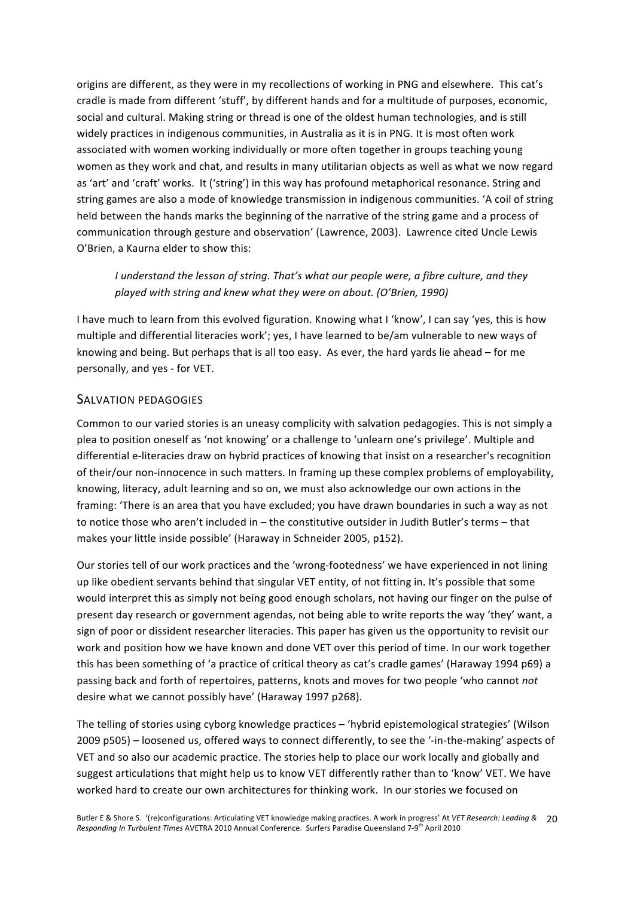origins are different, as they were in my recollections of working in PNG and elsewhere. This cat's cradle is made from different 'stuff', by different hands and for a multitude of purposes, economic, social and cultural. Making string or thread is one of the oldest human technologies, and is still widely practices in indigenous communities, in Australia as it is in PNG. It is most often work associated with women working individually or more often together in groups teaching young women as they work and chat, and results in many utilitarian objects as well as what we now regard as 'art' and 'craft' works. It ('string') in this way has profound metaphorical resonance. String and string games are also a mode of knowledge transmission in indigenous communities. 'A coil of string held between the hands marks the beginning of the narrative of the string game and a process of communication through gesture and observation' (Lawrence, 2003). Lawrence cited Uncle Lewis O'Brien, a Kaurna elder to show this:

> *I understand the lesson of string. That's what our people were, a fibre culture, and they played with string and knew what they were on about. (O'Brien, 1990)*

I have much to learn from this evolved figuration. Knowing what I 'know', I can say 'yes, this is how multiple and differential literacies work'; yes, I have learned to be/am vulnerable to new ways of knowing and being. But perhaps that is all too easy. As ever, the hard yards lie ahead – for me personally, and yes - for VET.

## Salvation pedagogies

Common to our varied stories is an uneasy complicity with salvation pedagogies. This is not simply a plea to position oneself as 'not knowing' or a challenge to 'unlearn one's privilege'. Multiple and differential e-literacies draw on hybrid practices of knowing that insist on a researcher's recognition of their/our non-innocence in such matters. In framing up these complex problems of employability, knowing, literacy, adult learning and so on, we must also acknowledge our own actions in the framing: 'There is an area that you have excluded; you have drawn boundaries in such a way as not to notice those who aren't included in – the constitutive outsider in Judith Butler's terms – that makes your little inside possible' (Haraway in Schneider 2005, p152).

Our stories tell of our work practices and the 'wrong-footedness' we have experienced in not lining up like obedient servants behind that singular VET entity, of not fitting in. It's possible that some would interpret this as simply not being good enough scholars, not having our finger on the pulse of present day research or government agendas, not being able to write reports the way 'they' want, a sign of poor or dissident researcher literacies. This paper has given us the opportunity to revisit our work and position how we have known and done VET over this period of time. In our work together this has been something of 'a practice of critical theory as cat's cradle games' (Haraway 1994 p69) a passing back and forth of repertoires, patterns, knots and moves for two people 'who cannot *not* desire what we cannot possibly have' (Haraway 1997 p268).

The telling of stories using cyborg knowledge practices – 'hybrid epistemological strategies' (Wilson 2009 p505) – loosened us, offered ways to connect differently, to see the '-in-the-making' aspects of VET and so also our academic practice. The stories help to place our work locally and globally and suggest articulations that might help us to know VET differently rather than to 'know' VET. We have worked hard to create our own architectures for thinking work. In our stories we focused on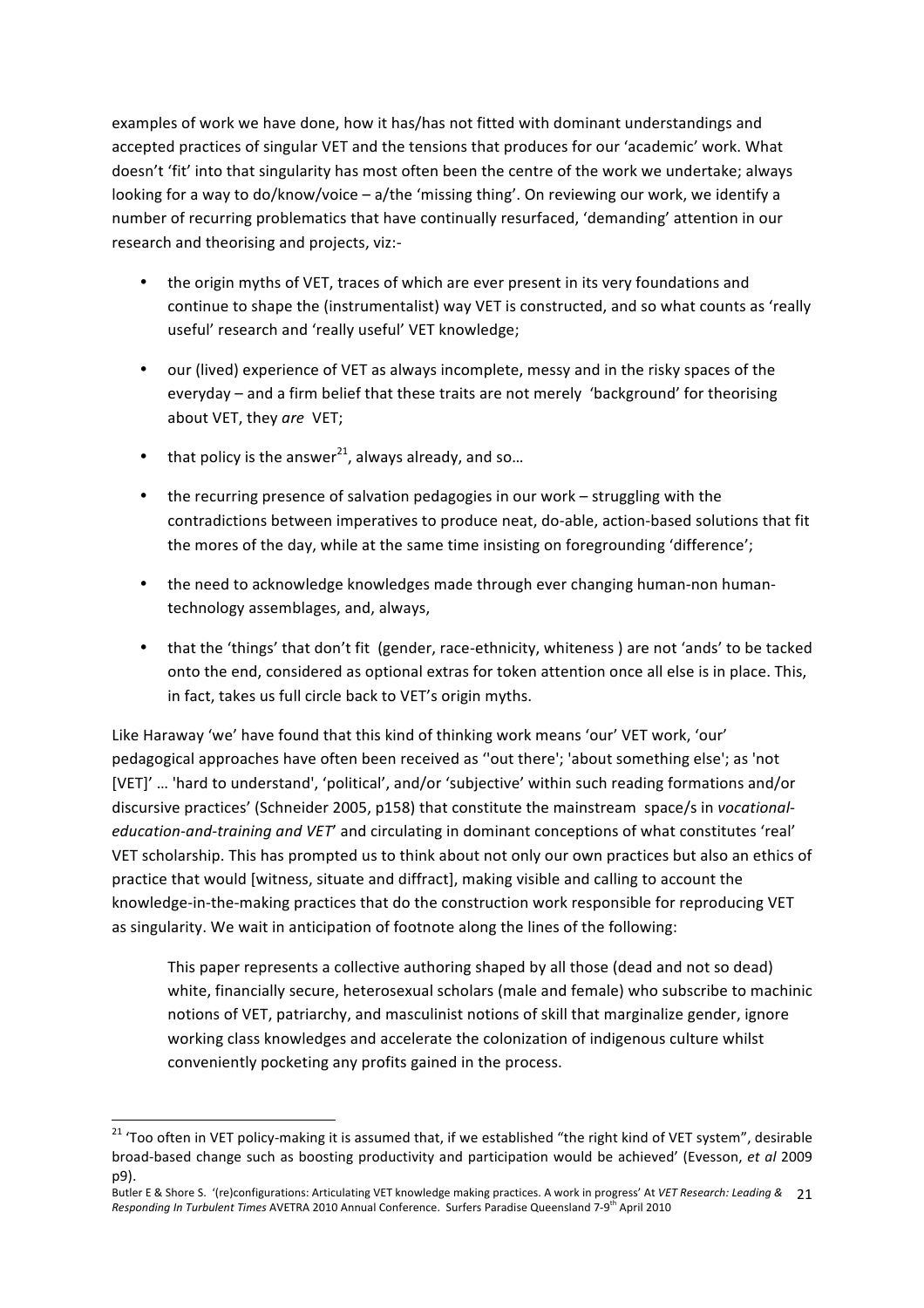examples of work we have done, how it has/has not fitted with dominant understandings and accepted practices of singular VET and the tensions that produces for our 'academic' work. What doesn't 'fit' into that singularity has most often been the centre of the work we undertake; always looking for a way to do/know/voice – a/the 'missing thing'. On reviewing our work, we identify a number of recurring problematics that have continually resurfaced, 'demanding' attention in our research and theorising and projects, viz:-

- the origin myths of VET, traces of which are ever present in its very foundations and continue to shape the (instrumentalist) way VET is constructed, and so what counts as 'really useful' research and 'really useful' VET knowledge;

- our (lived) experience of VET as always incomplete, messy and in the risky spaces of the everyday – and a firm belief that these traits are not merely 'background' for theorising about VET, they *are* VET;

- that policy is the answer[21], always already, and so…

- the recurring presence of salvation pedagogies in our work – struggling with the contradictions between imperatives to produce neat, do-able, action-based solutions that fit the mores of the day, while at the same time insisting on foregrounding 'difference';

- the need to acknowledge knowledges made through ever changing human-non human-technology assemblages, and, always,

- that the 'things' that don't fit (gender, race-ethnicity, whiteness ) are not 'ands' to be tacked onto the end, considered as optional extras for token attention once all else is in place. This, in fact, takes us full circle back to VET's origin myths.

Like Haraway 'we' have found that this kind of thinking work means 'our' VET work, 'our' pedagogical approaches have often been received as ''out there'; 'about something else'; as 'not [VET]' … 'hard to understand', 'political', and/or 'subjective' within such reading formations and/or discursive practices' (Schneider 2005, p158) that constitute the mainstream space/s in *vocational-education-and-training and VET*' and circulating in dominant conceptions of what constitutes 'real' VET scholarship. This has prompted us to think about not only our own practices but also an ethics of practice that would [witness, situate and diffract], making visible and calling to account the knowledge-in-the-making practices that do the construction work responsible for reproducing VET as singularity. We wait in anticipation of footnote along the lines of the following:

> This paper represents a collective authoring shaped by all those (dead and not so dead) white, financially secure, heterosexual scholars (male and female) who subscribe to machinic notions of VET, patriarchy, and masculinist notions of skill that marginalize gender, ignore working class knowledges and accelerate the colonization of indigenous culture whilst conveniently pocketing any profits gained in the process.

---

[21] 'Too often in VET policy-making it is assumed that, if we established "the right kind of VET system", desirable broad-based change such as boosting productivity and participation would be achieved' (Evesson, *et al* 2009 p9).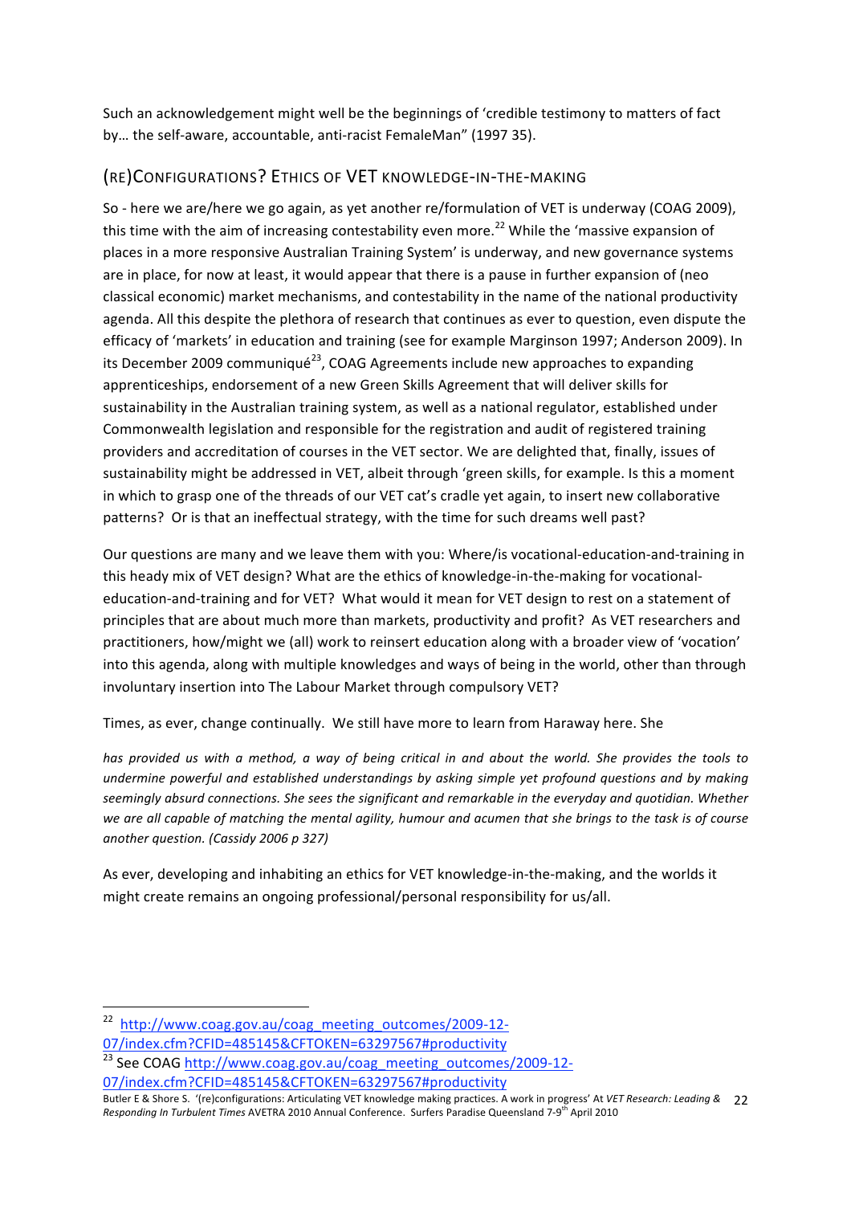Such an acknowledgement might well be the beginnings of 'credible testimony to matters of fact by… the self-aware, accountable, anti-racist FemaleMan" (1997 35).

## (RE)CONFIGURATIONS? ETHICS OF VET KNOWLEDGE-IN-THE-MAKING

So - here we are/here we go again, as yet another re/formulation of VET is underway (COAG 2009), this time with the aim of increasing contestability even more.[22] While the 'massive expansion of places in a more responsive Australian Training System' is underway, and new governance systems are in place, for now at least, it would appear that there is a pause in further expansion of (neo classical economic) market mechanisms, and contestability in the name of the national productivity agenda. All this despite the plethora of research that continues as ever to question, even dispute the efficacy of 'markets' in education and training (see for example Marginson 1997; Anderson 2009). In its December 2009 communiqué[23], COAG Agreements include new approaches to expanding apprenticeships, endorsement of a new Green Skills Agreement that will deliver skills for sustainability in the Australian training system, as well as a national regulator, established under Commonwealth legislation and responsible for the registration and audit of registered training providers and accreditation of courses in the VET sector. We are delighted that, finally, issues of sustainability might be addressed in VET, albeit through 'green skills, for example. Is this a moment in which to grasp one of the threads of our VET cat's cradle yet again, to insert new collaborative patterns? Or is that an ineffectual strategy, with the time for such dreams well past?

Our questions are many and we leave them with you: Where/is vocational-education-and-training in this heady mix of VET design? What are the ethics of knowledge-in-the-making for vocational-education-and-training and for VET? What would it mean for VET design to rest on a statement of principles that are about much more than markets, productivity and profit? As VET researchers and practitioners, how/might we (all) work to reinsert education along with a broader view of 'vocation' into this agenda, along with multiple knowledges and ways of being in the world, other than through involuntary insertion into The Labour Market through compulsory VET?

Times, as ever, change continually. We still have more to learn from Haraway here. She

*has provided us with a method, a way of being critical in and about the world. She provides the tools to undermine powerful and established understandings by asking simple yet profound questions and by making seemingly absurd connections. She sees the significant and remarkable in the everyday and quotidian. Whether we are all capable of matching the mental agility, humour and acumen that she brings to the task is of course another question. (Cassidy 2006 p 327)*

As ever, developing and inhabiting an ethics for VET knowledge-in-the-making, and the worlds it might create remains an ongoing professional/personal responsibility for us/all.

---

[22] http://www.coag.gov.au/coag_meeting_outcomes/2009-12-07/index.cfm?CFID=485145&CFTOKEN=63297567#productivity

[23] See COAG http://www.coag.gov.au/coag_meeting_outcomes/2009-12-07/index.cfm?CFID=485145&CFTOKEN=63297567#productivity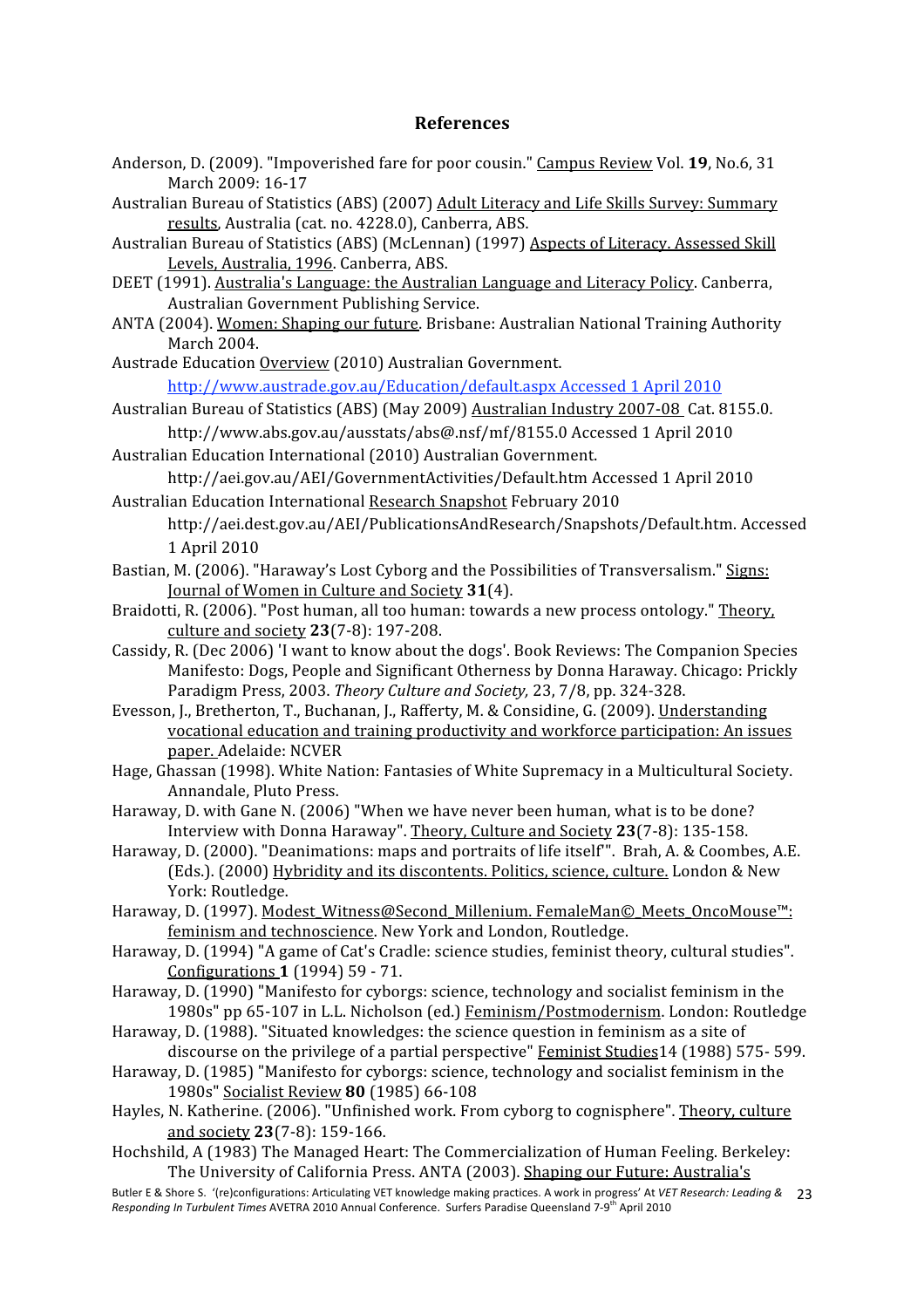## References

Anderson, D. (2009). "Impoverished fare for poor cousin." Campus Review Vol. **19**, No.6, 31 March 2009: 16-17

Australian Bureau of Statistics (ABS) (2007) Adult Literacy and Life Skills Survey: Summary results, Australia (cat. no. 4228.0), Canberra, ABS.

Australian Bureau of Statistics (ABS) (McLennan) (1997) Aspects of Literacy. Assessed Skill Levels, Australia, 1996. Canberra, ABS.

DEET (1991). Australia's Language: the Australian Language and Literacy Policy. Canberra, Australian Government Publishing Service.

ANTA (2004). Women: Shaping our future. Brisbane: Australian National Training Authority March 2004.

Austrade Education Overview (2010) Australian Government. http://www.austrade.gov.au/Education/default.aspx Accessed 1 April 2010

Australian Bureau of Statistics (ABS) (May 2009) Australian Industry 2007-08 Cat. 8155.0. http://www.abs.gov.au/ausstats/abs@.nsf/mf/8155.0 Accessed 1 April 2010

Australian Education International (2010) Australian Government. http://aei.gov.au/AEI/GovernmentActivities/Default.htm Accessed 1 April 2010

Australian Education International Research Snapshot February 2010 http://aei.dest.gov.au/AEI/PublicationsAndResearch/Snapshots/Default.htm. Accessed 1 April 2010

Bastian, M. (2006). "Haraway's Lost Cyborg and the Possibilities of Transversalism." Signs: Journal of Women in Culture and Society **31**(4).

Braidotti, R. (2006). "Post human, all too human: towards a new process ontology." Theory, culture and society **23**(7-8): 197-208.

Cassidy, R. (Dec 2006) 'I want to know about the dogs'. Book Reviews: The Companion Species Manifesto: Dogs, People and Significant Otherness by Donna Haraway. Chicago: Prickly Paradigm Press, 2003. *Theory Culture and Society,* 23, 7/8, pp. 324-328.

Evesson, J., Bretherton, T., Buchanan, J., Rafferty, M. & Considine, G. (2009). Understanding vocational education and training productivity and workforce participation: An issues paper. Adelaide: NCVER

Hage, Ghassan (1998). White Nation: Fantasies of White Supremacy in a Multicultural Society. Annandale, Pluto Press.

Haraway, D. with Gane N. (2006) "When we have never been human, what is to be done? Interview with Donna Haraway". Theory, Culture and Society **23**(7-8): 135-158.

Haraway, D. (2000). "Deanimations: maps and portraits of life itself'". Brah, A. & Coombes, A.E. (Eds.). (2000) Hybridity and its discontents. Politics, science, culture. London & New York: Routledge.

Haraway, D. (1997). Modest_Witness@Second_Millenium. FemaleMan©_Meets_OncoMouse™: feminism and technoscience. New York and London, Routledge.

Haraway, D. (1994) "A game of Cat's Cradle: science studies, feminist theory, cultural studies". Configurations **1** (1994) 59 - 71.

Haraway, D. (1990) "Manifesto for cyborgs: science, technology and socialist feminism in the 1980s" pp 65-107 in L.L. Nicholson (ed.) Feminism/Postmodernism. London: Routledge

Haraway, D. (1988). "Situated knowledges: the science question in feminism as a site of discourse on the privilege of a partial perspective" Feminist Studies14 (1988) 575- 599.

Haraway, D. (1985) "Manifesto for cyborgs: science, technology and socialist feminism in the 1980s" Socialist Review **80** (1985) 66-108

Hayles, N. Katherine. (2006). "Unfinished work. From cyborg to cognisphere". Theory, culture and society **23**(7-8): 159-166.

Hochshild, A (1983) The Managed Heart: The Commercialization of Human Feeling. Berkeley: The University of California Press. ANTA (2003). Shaping our Future: Australia's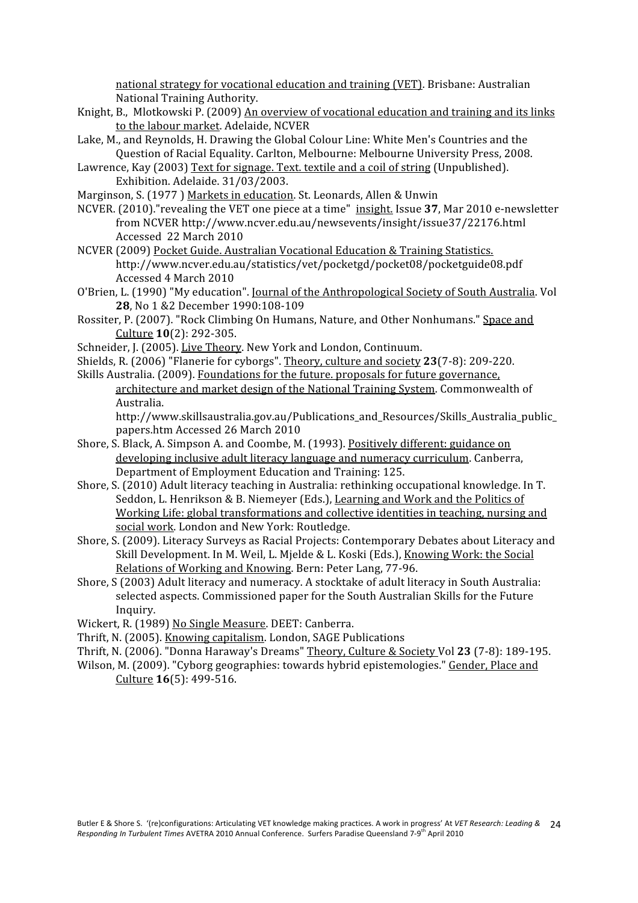national strategy for vocational education and training (VET). Brisbane: Australian National Training Authority.

Knight, B., Mlotkowski P. (2009) An overview of vocational education and training and its links to the labour market. Adelaide, NCVER

Lake, M., and Reynolds, H. Drawing the Global Colour Line: White Men's Countries and the Question of Racial Equality. Carlton, Melbourne: Melbourne University Press, 2008.

Lawrence, Kay (2003) Text for signage. Text. textile and a coil of string (Unpublished). Exhibition. Adelaide. 31/03/2003.

Marginson, S. (1977 ) Markets in education. St. Leonards, Allen & Unwin

NCVER. (2010)."revealing the VET one piece at a time" insight. Issue **37**, Mar 2010 e-newsletter from NCVER http://www.ncver.edu.au/newsevents/insight/issue37/22176.html Accessed 22 March 2010

NCVER (2009) Pocket Guide. Australian Vocational Education & Training Statistics. http://www.ncver.edu.au/statistics/vet/pocketgd/pocket08/pocketguide08.pdf Accessed 4 March 2010

O'Brien, L. (1990) "My education". Journal of the Anthropological Society of South Australia. Vol **28**, No 1 &2 December 1990:108-109

Rossiter, P. (2007). "Rock Climbing On Humans, Nature, and Other Nonhumans." Space and Culture **10**(2): 292-305.

Schneider, J. (2005). Live Theory. New York and London, Continuum.

Shields, R. (2006) "Flanerie for cyborgs". Theory, culture and society **23**(7-8): 209-220.

Skills Australia. (2009). Foundations for the future. proposals for future governance, architecture and market design of the National Training System. Commonwealth of Australia. http://www.skillsaustralia.gov.au/Publications_and_Resources/Skills_Australia_public_papers.htm Accessed 26 March 2010

Shore, S. Black, A. Simpson A. and Coombe, M. (1993). Positively different: guidance on developing inclusive adult literacy language and numeracy curriculum. Canberra, Department of Employment Education and Training: 125.

Shore, S. (2010) Adult literacy teaching in Australia: rethinking occupational knowledge. In T. Seddon, L. Henrikson & B. Niemeyer (Eds.), Learning and Work and the Politics of Working Life: global transformations and collective identities in teaching, nursing and social work. London and New York: Routledge.

Shore, S. (2009). Literacy Surveys as Racial Projects: Contemporary Debates about Literacy and Skill Development. In M. Weil, L. Mjelde & L. Koski (Eds.), Knowing Work: the Social Relations of Working and Knowing. Bern: Peter Lang, 77-96.

Shore, S (2003) Adult literacy and numeracy. A stocktake of adult literacy in South Australia: selected aspects. Commissioned paper for the South Australian Skills for the Future Inquiry.

Wickert, R. (1989) No Single Measure. DEET: Canberra.

Thrift, N. (2005). Knowing capitalism. London, SAGE Publications

Thrift, N. (2006). "Donna Haraway's Dreams" Theory, Culture & Society Vol **23** (7-8): 189-195.

Wilson, M. (2009). "Cyborg geographies: towards hybrid epistemologies." Gender, Place and Culture **16**(5): 499-516.